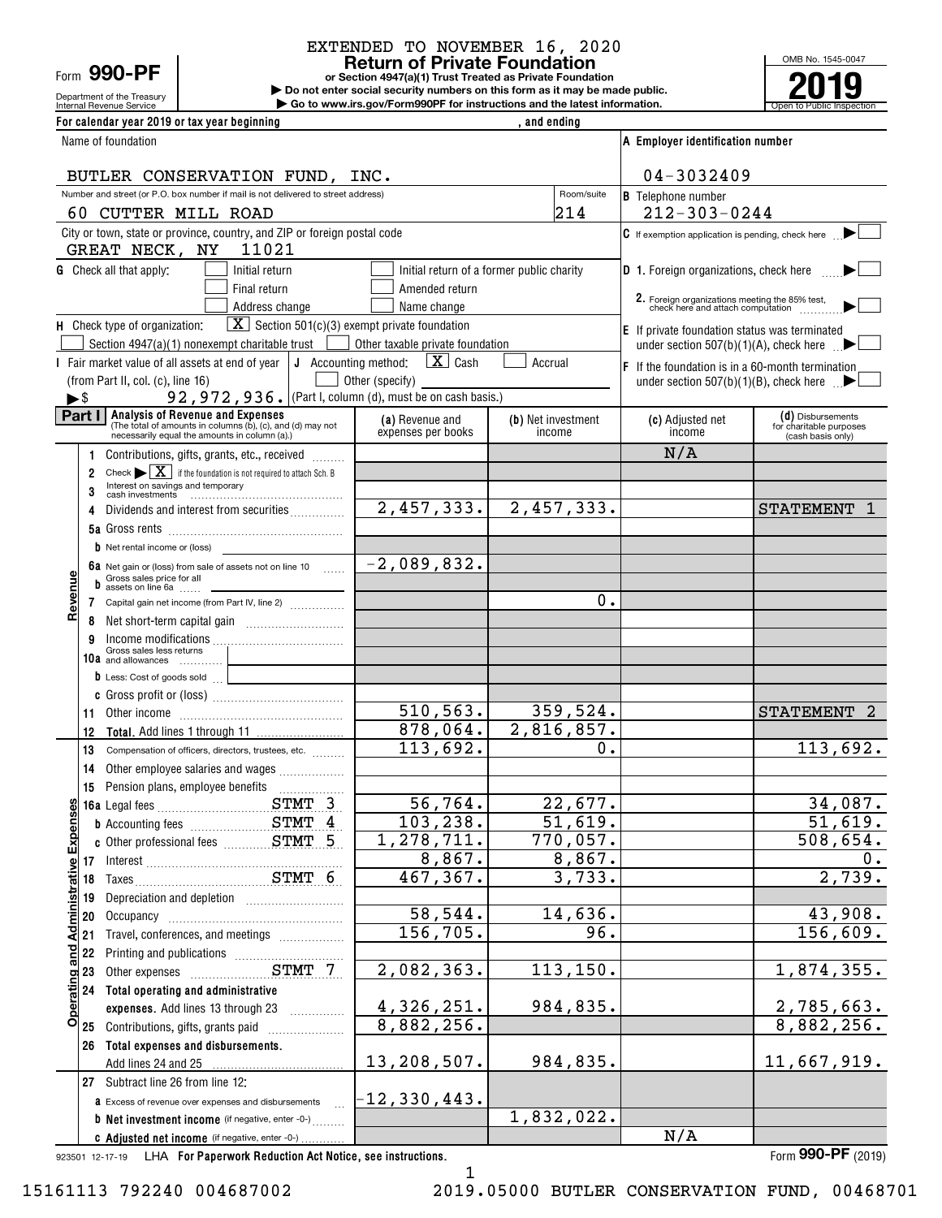EXTENDED TO NOVEMBER 16, 2020

Form **990-PF**

Department of the Treasury
Internal Revenue Service

# Return of Private Foundation

**or Section 4947(a)(1) Trust Treated as Private Foundation**

▶ Do not enter social security numbers on this form as it may be made public.

▶ Go to www.irs.gov/Form990PF for instructions and the latest information.

OMB No. 1545-0047

**2019**

Open to Public Inspection

For calendar year 2019 or tax year beginning , and ending

| | |
|---|---|
| Name of foundation: BUTLER CONSERVATION FUND, INC. | A Employer identification number: 04-3032409 |
| Number and street (or P.O. box number if mail is not delivered to street address): 60 CUTTER MILL ROAD — Room/suite: 214 | B Telephone number: 212-303-0244 |
| City or town, state or province, country, and ZIP or foreign postal code: GREAT NECK, NY 11021 | C If exemption application is pending, check here ☐ |

**G** Check all that apply: ☐ Initial return ☐ Initial return of a former public charity ☐ Final return ☐ Amended return ☐ Address change ☐ Name change

**D** 1. Foreign organizations, check here ☐
2. Foreign organizations meeting the 85% test, check here and attach computation ☐

**H** Check type of organization: [X] Section 501(c)(3) exempt private foundation ☐ Section 4947(a)(1) nonexempt charitable trust ☐ Other taxable private foundation

**E** If private foundation status was terminated under section 507(b)(1)(A), check here ☐

**I** Fair market value of all assets at end of year (from Part II, col. (c), line 16) ▶$ 92,972,936.

**J** Accounting method: [X] Cash ☐ Accrual ☐ Other (specify) (Part I, column (d), must be on cash basis.)

**F** If the foundation is in a 60-month termination under section 507(b)(1)(B), check here ☐

## Part I Analysis of Revenue and Expenses

(The total of amounts in columns (b), (c), and (d) may not necessarily equal the amounts in column (a).)

| | Line | (a) Revenue and expenses per books | (b) Net investment income | (c) Adjusted net income | (d) Disbursements for charitable purposes (cash basis only) |
|---|---|---|---|---|---|
| Revenue | 1 Contributions, gifts, grants, etc., received | | | N/A | |
| | 2 Check ▶ [X] if the foundation is not required to attach Sch. B | | | | |
| | 3 Interest on savings and temporary cash investments | | | | |
| | 4 Dividends and interest from securities | 2,457,333. | 2,457,333. | | STATEMENT 1 |
| | 5a Gross rents | | | | |
| | b Net rental income or (loss) | | | | |
| | 6a Net gain or (loss) from sale of assets not on line 10 | -2,089,832. | | | |
| | b Gross sales price for all assets on line 6a | | | | |
| | 7 Capital gain net income (from Part IV, line 2) | | 0. | | |
| | 8 Net short-term capital gain | | | | |
| | 9 Income modifications | | | | |
| | 10a Gross sales less returns and allowances | | | | |
| | b Less: Cost of goods sold | | | | |
| | c Gross profit or (loss) | | | | |
| | 11 Other income | 510,563. | 359,524. | | STATEMENT 2 |
| | 12 **Total.** Add lines 1 through 11 | 878,064. | 2,816,857. | | |
| Operating and Administrative Expenses | 13 Compensation of officers, directors, trustees, etc. | 113,692. | 0. | | 113,692. |
| | 14 Other employee salaries and wages | | | | |
| | 15 Pension plans, employee benefits | | | | |
| | 16a Legal fees STMT 3 | 56,764. | 22,677. | | 34,087. |
| | b Accounting fees STMT 4 | 103,238. | 51,619. | | 51,619. |
| | c Other professional fees STMT 5 | 1,278,711. | 770,057. | | 508,654. |
| | 17 Interest | 8,867. | 8,867. | | 0. |
| | 18 Taxes STMT 6 | 467,367. | 3,733. | | 2,739. |
| | 19 Depreciation and depletion | | | | |
| | 20 Occupancy | 58,544. | 14,636. | | 43,908. |
| | 21 Travel, conferences, and meetings | 156,705. | 96. | | 156,609. |
| | 22 Printing and publications | | | | |
| | 23 Other expenses STMT 7 | 2,082,363. | 113,150. | | 1,874,355. |
| | 24 **Total operating and administrative expenses.** Add lines 13 through 23 | 4,326,251. | 984,835. | | 2,785,663. |
| | 25 Contributions, gifts, grants paid | 8,882,256. | | | 8,882,256. |
| | 26 **Total expenses and disbursements.** Add lines 24 and 25 | 13,208,507. | 984,835. | | 11,667,919. |
| | 27 Subtract line 26 from line 12: | | | | |
| | a Excess of revenue over expenses and disbursements | -12,330,443. | | | |
| | b **Net investment income** (if negative, enter -0-) | | 1,832,022. | | |
| | c **Adjusted net income** (if negative, enter -0-) | | | N/A | |

923501 12-17-19 LHA **For Paperwork Reduction Act Notice, see instructions.** Form **990-PF** (2019)

15161113 792240 004687002 2019.05000 BUTLER CONSERVATION FUND, 00468701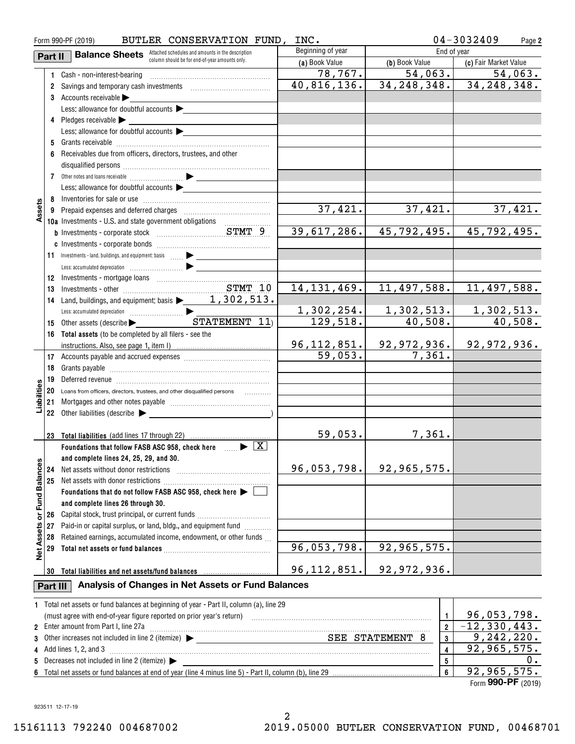Form 990-PF (2019) BUTLER CONSERVATION FUND, INC. 04-3032409 Page 2

## Part II Balance Sheets

Attached schedules and amounts in the description column should be for end-of-year amounts only.

| | | Beginning of year | End of year | |
|---|---|---|---|---|
| | | (a) Book Value | (b) Book Value | (c) Fair Market Value |
| **Assets** | 1 Cash - non-interest-bearing | 78,767. | 54,063. | 54,063. |
| | 2 Savings and temporary cash investments | 40,816,136. | 34,248,348. | 34,248,348. |
| | 3 Accounts receivable ▶ | | | |
| | Less: allowance for doubtful accounts ▶ | | | |
| | 4 Pledges receivable ▶ | | | |
| | Less: allowance for doubtful accounts ▶ | | | |
| | 5 Grants receivable | | | |
| | 6 Receivables due from officers, directors, trustees, and other disqualified persons | | | |
| | 7 Other notes and loans receivable ▶ | | | |
| | Less: allowance for doubtful accounts ▶ | | | |
| | 8 Inventories for sale or use | | | |
| | 9 Prepaid expenses and deferred charges | 37,421. | 37,421. | 37,421. |
| | 10a Investments - U.S. and state government obligations | | | |
| | b Investments - corporate stock STMT 9 | 39,617,286. | 45,792,495. | 45,792,495. |
| | c Investments - corporate bonds | | | |
| | 11 Investments - land, buildings, and equipment: basis ▶ | | | |
| | Less: accumulated depreciation ▶ | | | |
| | 12 Investments - mortgage loans | | | |
| | 13 Investments - other STMT 10 | 14,131,469. | 11,497,588. | 11,497,588. |
| | 14 Land, buildings, and equipment: basis ▶ 1,302,513. | | | |
| | Less: accumulated depreciation ▶ | 1,302,254. | 1,302,513. | 1,302,513. |
| | 15 Other assets (describe ▶ STATEMENT 11) | 129,518. | 40,508. | 40,508. |
| | 16 **Total assets** (to be completed by all filers - see the instructions. Also, see page 1, item I) | 96,112,851. | 92,972,936. | 92,972,936. |
| **Liabilities** | 17 Accounts payable and accrued expenses | 59,053. | 7,361. | |
| | 18 Grants payable | | | |
| | 19 Deferred revenue | | | |
| | 20 Loans from officers, directors, trustees, and other disqualified persons | | | |
| | 21 Mortgages and other notes payable | | | |
| | 22 Other liabilities (describe ▶ ) | | | |
| | 23 **Total liabilities** (add lines 17 through 22) | 59,053. | 7,361. | |
| **Net Assets or Fund Balances** | **Foundations that follow FASB ASC 958, check here** ▶ [X] **and complete lines 24, 25, 29, and 30.** | | | |
| | 24 Net assets without donor restrictions | 96,053,798. | 92,965,575. | |
| | 25 Net assets with donor restrictions | | | |
| | **Foundations that do not follow FASB ASC 958, check here** ▶ [ ] **and complete lines 26 through 30.** | | | |
| | 26 Capital stock, trust principal, or current funds | | | |
| | 27 Paid-in or capital surplus, or land, bldg., and equipment fund | | | |
| | 28 Retained earnings, accumulated income, endowment, or other funds | | | |
| | 29 **Total net assets or fund balances** | 96,053,798. | 92,965,575. | |
| | 30 **Total liabilities and net assets/fund balances** | 96,112,851. | 92,972,936. | |

## Part III Analysis of Changes in Net Assets or Fund Balances

| | | | |
|---|---|---|---|
| 1 | Total net assets or fund balances at beginning of year - Part II, column (a), line 29 (must agree with end-of-year figure reported on prior year's return) | 1 | 96,053,798. |
| 2 | Enter amount from Part I, line 27a | 2 | -12,330,443. |
| 3 | Other increases not included in line 2 (itemize) ▶ SEE STATEMENT 8 | 3 | 9,242,220. |
| 4 | Add lines 1, 2, and 3 | 4 | 92,965,575. |
| 5 | Decreases not included in line 2 (itemize) ▶ | 5 | 0. |
| 6 | Total net assets or fund balances at end of year (line 4 minus line 5) - Part II, column (b), line 29 | 6 | 92,965,575. |

Form **990-PF** (2019)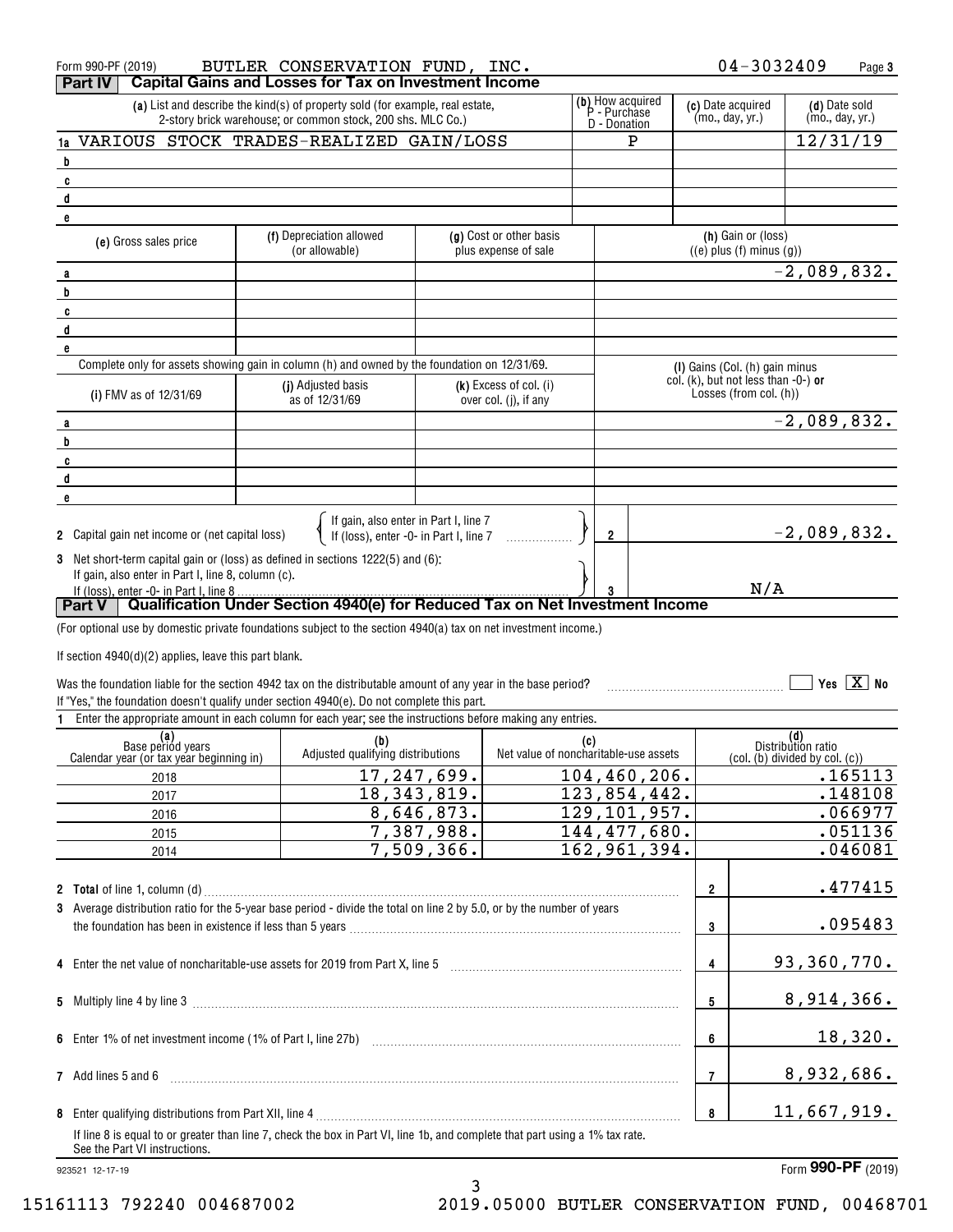Form 990-PF (2019) BUTLER CONSERVATION FUND, INC. 04-3032409

## Part IV Capital Gains and Losses for Tax on Investment Income

| | (a) List and describe the kind(s) of property sold (for example, real estate, 2-story brick warehouse; or common stock, 200 shs. MLC Co.) | (b) How acquired P - Purchase D - Donation | (c) Date acquired (mo., day, yr.) | (d) Date sold (mo., day, yr.) |
|---|---|---|---|---|
| 1a | VARIOUS STOCK TRADES-REALIZED GAIN/LOSS | P | | 12/31/19 |
| b | | | | |
| c | | | | |
| d | | | | |
| e | | | | |

| | (e) Gross sales price | (f) Depreciation allowed (or allowable) | (g) Cost or other basis plus expense of sale | (h) Gain or (loss) ((e) plus (f) minus (g)) |
|---|---|---|---|---|
| a | | | | -2,089,832. |
| b | | | | |
| c | | | | |
| d | | | | |
| e | | | | |

Complete only for assets showing gain in column (h) and owned by the foundation on 12/31/69.

| | (i) FMV as of 12/31/69 | (j) Adjusted basis as of 12/31/69 | (k) Excess of col. (i) over col. (j), if any | (l) Gains (Col. (h) gain minus col. (k), but not less than -0-) or Losses (from col. (h)) |
|---|---|---|---|---|
| a | | | | -2,089,832. |
| b | | | | |
| c | | | | |
| d | | | | |
| e | | | | |

2 Capital gain net income or (net capital loss) — If gain, also enter in Part I, line 7; If (loss), enter -0- in Part I, line 7 ..... **2** -2,089,832.

3 Net short-term capital gain or (loss) as defined in sections 1222(5) and (6): If gain, also enter in Part I, line 8, column (c). If (loss), enter -0- in Part I, line 8 ..... **3** N/A

## Part V Qualification Under Section 4940(e) for Reduced Tax on Net Investment Income

(For optional use by domestic private foundations subject to the section 4940(a) tax on net investment income.)

If section 4940(d)(2) applies, leave this part blank.

Was the foundation liable for the section 4942 tax on the distributable amount of any year in the base period? ☐ Yes ☒ No

If "Yes," the foundation doesn't qualify under section 4940(e). Do not complete this part.

1 Enter the appropriate amount in each column for each year; see the instructions before making any entries.

| (a) Base period years Calendar year (or tax year beginning in) | (b) Adjusted qualifying distributions | (c) Net value of noncharitable-use assets | (d) Distribution ratio (col. (b) divided by col. (c)) |
|---|---|---|---|
| 2018 | 17,247,699. | 104,460,206. | .165113 |
| 2017 | 18,343,819. | 123,854,442. | .148108 |
| 2016 | 8,646,873. | 129,101,957. | .066977 |
| 2015 | 7,387,988. | 144,477,680. | .051136 |
| 2014 | 7,509,366. | 162,961,394. | .046081 |

| | | | |
|---|---|---|---|
| 2 | **Total** of line 1, column (d) | 2 | .477415 |
| 3 | Average distribution ratio for the 5-year base period - divide the total on line 2 by 5.0, or by the number of years the foundation has been in existence if less than 5 years | 3 | .095483 |
| 4 | Enter the net value of noncharitable-use assets for 2019 from Part X, line 5 | 4 | 93,360,770. |
| 5 | Multiply line 4 by line 3 | 5 | 8,914,366. |
| 6 | Enter 1% of net investment income (1% of Part I, line 27b) | 6 | 18,320. |
| 7 | Add lines 5 and 6 | 7 | 8,932,686. |
| 8 | Enter qualifying distributions from Part XII, line 4 | 8 | 11,667,919. |

If line 8 is equal to or greater than line 7, check the box in Part VI, line 1b, and complete that part using a 1% tax rate. See the Part VI instructions.

923521 12-17-19 Form **990-PF** (2019)

15161113 792240 004687002 2019.05000 BUTLER CONSERVATION FUND, 00468701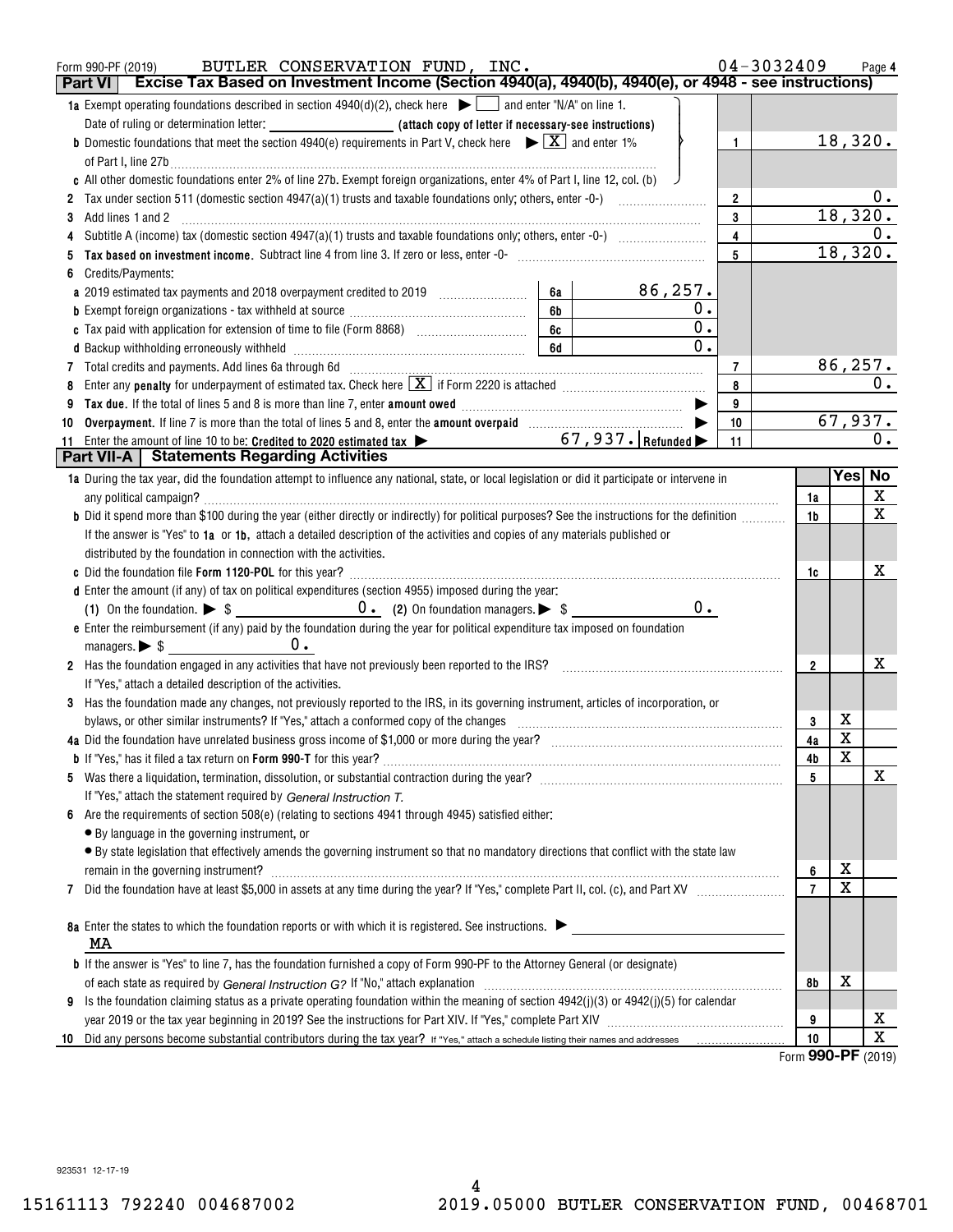Form 990-PF (2019) BUTLER CONSERVATION FUND, INC. 04-3032409

## Part VI Excise Tax Based on Investment Income (Section 4940(a), 4940(b), 4940(e), or 4948 - see instructions)

| | | | | |
|---|---|---|---|---|
| **1a** Exempt operating foundations described in section 4940(d)(2), check here ▶ ☐ and enter "N/A" on line 1. Date of ruling or determination letter: ______ (attach copy of letter if necessary-see instructions) | | | | |
| **b** Domestic foundations that meet the section 4940(e) requirements in Part V, check here ▶ ☒ and enter 1% of Part I, line 27b | | | 1 | 18,320. |
| **c** All other domestic foundations enter 2% of line 27b. Exempt foreign organizations, enter 4% of Part I, line 12, col. (b) | | | | |
| **2** Tax under section 511 (domestic section 4947(a)(1) trusts and taxable foundations only; others, enter -0-) | | | 2 | 0. |
| **3** Add lines 1 and 2 | | | 3 | 18,320. |
| **4** Subtitle A (income) tax (domestic section 4947(a)(1) trusts and taxable foundations only; others, enter -0-) | | | 4 | 0. |
| **5** **Tax based on investment income.** Subtract line 4 from line 3. If zero or less, enter -0- | | | 5 | 18,320. |
| **6** Credits/Payments: | | | | |
| **a** 2019 estimated tax payments and 2018 overpayment credited to 2019 | 6a | 86,257. | | |
| **b** Exempt foreign organizations - tax withheld at source | 6b | 0. | | |
| **c** Tax paid with application for extension of time to file (Form 8868) | 6c | 0. | | |
| **d** Backup withholding erroneously withheld | 6d | 0. | | |
| **7** Total credits and payments. Add lines 6a through 6d | | | 7 | 86,257. |
| **8** Enter any **penalty** for underpayment of estimated tax. Check here ☒ if Form 2220 is attached | | | 8 | 0. |
| **9** **Tax due.** If the total of lines 5 and 8 is more than line 7, enter **amount owed** ▶ | | | 9 | |
| **10** **Overpayment.** If line 7 is more than the total of lines 5 and 8, enter the **amount overpaid** ▶ | | | 10 | 67,937. |
| **11** Enter the amount of line 10 to be: **Credited to 2020 estimated tax** ▶ 67,937. **Refunded** ▶ | | | 11 | 0. |

## Part VII-A Statements Regarding Activities

| | | Yes | No |
|---|---|---|---|
| **1a** During the tax year, did the foundation attempt to influence any national, state, or local legislation or did it participate or intervene in any political campaign? | 1a | | X |
| **b** Did it spend more than $100 during the year (either directly or indirectly) for political purposes? See the instructions for the definition | 1b | | X |
| If the answer is "Yes" to **1a** or **1b**, attach a detailed description of the activities and copies of any materials published or distributed by the foundation in connection with the activities. | | | |
| **c** Did the foundation file **Form 1120-POL** for this year? | 1c | | X |
| **d** Enter the amount (if any) of tax on political expenditures (section 4955) imposed during the year: (1) On the foundation. ▶ $ 0. (2) On foundation managers. ▶ $ 0. | | | |
| **e** Enter the reimbursement (if any) paid by the foundation during the year for political expenditure tax imposed on foundation managers. ▶ $ 0. | | | |
| **2** Has the foundation engaged in any activities that have not previously been reported to the IRS? If "Yes," attach a detailed description of the activities. | 2 | | X |
| **3** Has the foundation made any changes, not previously reported to the IRS, in its governing instrument, articles of incorporation, or bylaws, or other similar instruments? If "Yes," attach a conformed copy of the changes | 3 | X | |
| **4a** Did the foundation have unrelated business gross income of $1,000 or more during the year? | 4a | X | |
| **b** If "Yes," has it filed a tax return on **Form 990-T** for this year? | 4b | X | |
| **5** Was there a liquidation, termination, dissolution, or substantial contraction during the year? If "Yes," attach the statement required by *General Instruction T.* | 5 | | X |
| **6** Are the requirements of section 508(e) (relating to sections 4941 through 4945) satisfied either: • By language in the governing instrument, or • By state legislation that effectively amends the governing instrument so that no mandatory directions that conflict with the state law remain in the governing instrument? | 6 | X | |
| **7** Did the foundation have at least $5,000 in assets at any time during the year? If "Yes," complete Part II, col. (c), and Part XV | 7 | X | |
| **8a** Enter the states to which the foundation reports or with which it is registered. See instructions. ▶ MA | | | |
| **b** If the answer is "Yes" to line 7, has the foundation furnished a copy of Form 990-PF to the Attorney General (or designate) of each state as required by *General Instruction G?* If "No," attach explanation | 8b | X | |
| **9** Is the foundation claiming status as a private operating foundation within the meaning of section 4942(j)(3) or 4942(j)(5) for calendar year 2019 or the tax year beginning in 2019? See the instructions for Part XIV. If "Yes," complete Part XIV | 9 | | X |
| **10** Did any persons become substantial contributors during the tax year? If "Yes," attach a schedule listing their names and addresses | 10 | | X |

Form **990-PF** (2019)

923531 12-17-19

15161113 792240 004687002 2019.05000 BUTLER CONSERVATION FUND, 00468701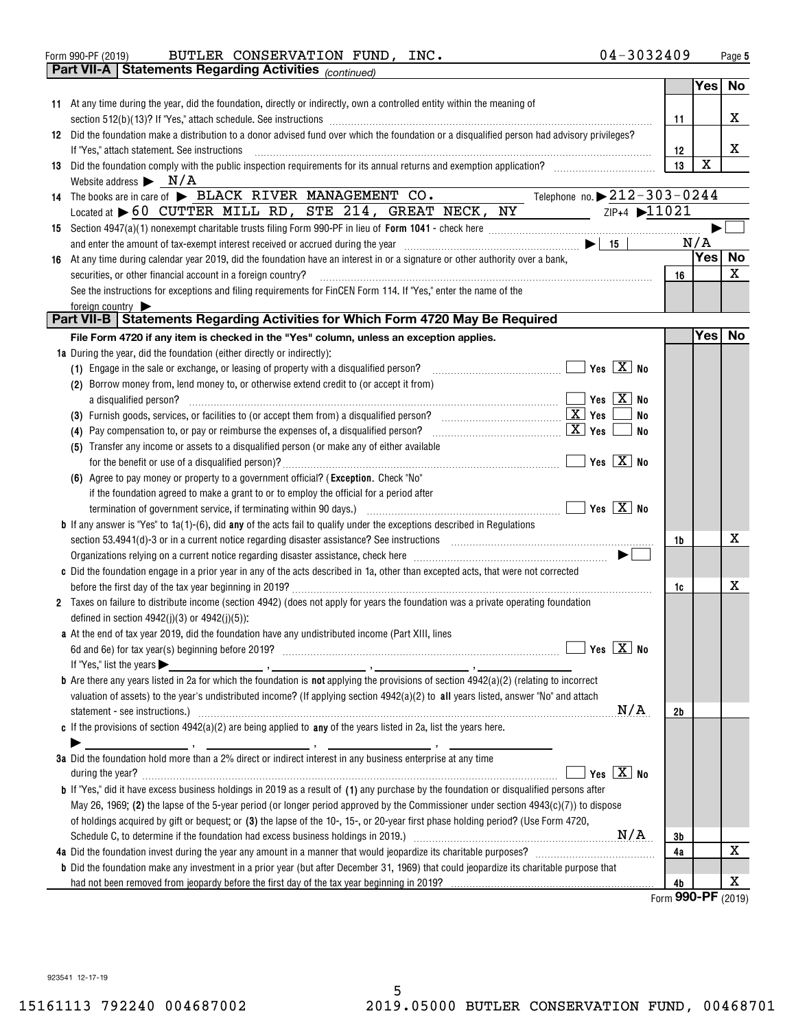Form 990-PF (2019) BUTLER CONSERVATION FUND, INC. 04-3032409

## Part VII-A Statements Regarding Activities *(continued)*

| | | | Yes | No |
|---|---|---|---|---|
| 11 | At any time during the year, did the foundation, directly or indirectly, own a controlled entity within the meaning of section 512(b)(13)? If "Yes," attach schedule. See instructions | 11 | | X |
| 12 | Did the foundation make a distribution to a donor advised fund over which the foundation or a disqualified person had advisory privileges? If "Yes," attach statement. See instructions | 12 | | X |
| 13 | Did the foundation comply with the public inspection requirements for its annual returns and exemption application? | 13 | X | |

Website address ▶ N/A

14 The books are in care of ▶ BLACK RIVER MANAGEMENT CO. Telephone no. ▶ 212-303-0244

Located at ▶ 60 CUTTER MILL RD, STE 214, GREAT NECK, NY ZIP+4 ▶ 11021

15 Section 4947(a)(1) nonexempt charitable trusts filing Form 990-PF in lieu of **Form 1041** - check here ▶ ☐

and enter the amount of tax-exempt interest received or accrued during the year ▶ 15 | N/A

| | | | Yes | No |
|---|---|---|---|---|
| 16 | At any time during calendar year 2019, did the foundation have an interest in or a signature or other authority over a bank, securities, or other financial account in a foreign country? | 16 | | X |

See the instructions for exceptions and filing requirements for FinCEN Form 114. If "Yes," enter the name of the foreign country ▶

## Part VII-B Statements Regarding Activities for Which Form 4720 May Be Required

**File Form 4720 if any item is checked in the "Yes" column, unless an exception applies.**

**1a** During the year, did the foundation (either directly or indirectly):

(1) Engage in the sale or exchange, or leasing of property with a disqualified person? ☐ Yes ☒ No

(2) Borrow money from, lend money to, or otherwise extend credit to (or accept it from) a disqualified person? ☐ Yes ☒ No

(3) Furnish goods, services, or facilities to (or accept them from) a disqualified person? ☒ Yes ☐ No

(4) Pay compensation to, or pay or reimburse the expenses of, a disqualified person? ☒ Yes ☐ No

(5) Transfer any income or assets to a disqualified person (or make any of either available for the benefit or use of a disqualified person)? ☐ Yes ☒ No

(6) Agree to pay money or property to a government official? (**Exception.** Check "No" if the foundation agreed to make a grant to or to employ the official for a period after termination of government service, if terminating within 90 days.) ☐ Yes ☒ No

| | | | Yes | No |
|---|---|---|---|---|
| **b** | If any answer is "Yes" to 1a(1)-(6), did **any** of the acts fail to qualify under the exceptions described in Regulations section 53.4941(d)-3 or in a current notice regarding disaster assistance? See instructions | 1b | | X |

Organizations relying on a current notice regarding disaster assistance, check here ▶ ☐

| | | | Yes | No |
|---|---|---|---|---|
| **c** | Did the foundation engage in a prior year in any of the acts described in 1a, other than excepted acts, that were not corrected before the first day of the tax year beginning in 2019? | 1c | | X |

**2** Taxes on failure to distribute income (section 4942) (does not apply for years the foundation was a private operating foundation defined in section 4942(j)(3) or 4942(j)(5)):

**a** At the end of tax year 2019, did the foundation have any undistributed income (Part XIII, lines 6d and 6e) for tax year(s) beginning before 2019? ☐ Yes ☒ No

If "Yes," list the years ▶ \_\_\_\_, \_\_\_\_, \_\_\_\_, \_\_\_\_

**b** Are there any years listed in 2a for which the foundation is **not** applying the provisions of section 4942(a)(2) (relating to incorrect valuation of assets) to the year's undistributed income? (If applying section 4942(a)(2) to **all** years listed, answer "No" and attach statement - see instructions.) N/A | 2b

**c** If the provisions of section 4942(a)(2) are being applied to **any** of the years listed in 2a, list the years here.

▶ \_\_\_\_, \_\_\_\_, \_\_\_\_, \_\_\_\_

**3a** Did the foundation hold more than a 2% direct or indirect interest in any business enterprise at any time during the year? ☐ Yes ☒ No

**b** If "Yes," did it have excess business holdings in 2019 as a result of **(1)** any purchase by the foundation or disqualified persons after May 26, 1969; **(2)** the lapse of the 5-year period (or longer period approved by the Commissioner under section 4943(c)(7)) to dispose of holdings acquired by gift or bequest; or **(3)** the lapse of the 10-, 15-, or 20-year first phase holding period? (Use Form 4720, Schedule C, to determine if the foundation had excess business holdings in 2019.) N/A | 3b

| | | | Yes | No |
|---|---|---|---|---|
| **4a** | Did the foundation invest during the year any amount in a manner that would jeopardize its charitable purposes? | 4a | | X |
| **b** | Did the foundation make any investment in a prior year (but after December 31, 1969) that could jeopardize its charitable purpose that had not been removed from jeopardy before the first day of the tax year beginning in 2019? | 4b | | X |

Form **990-PF** (2019)

923541 12-17-19

15161113 792240 004687002 2019.05000 BUTLER CONSERVATION FUND, 00468701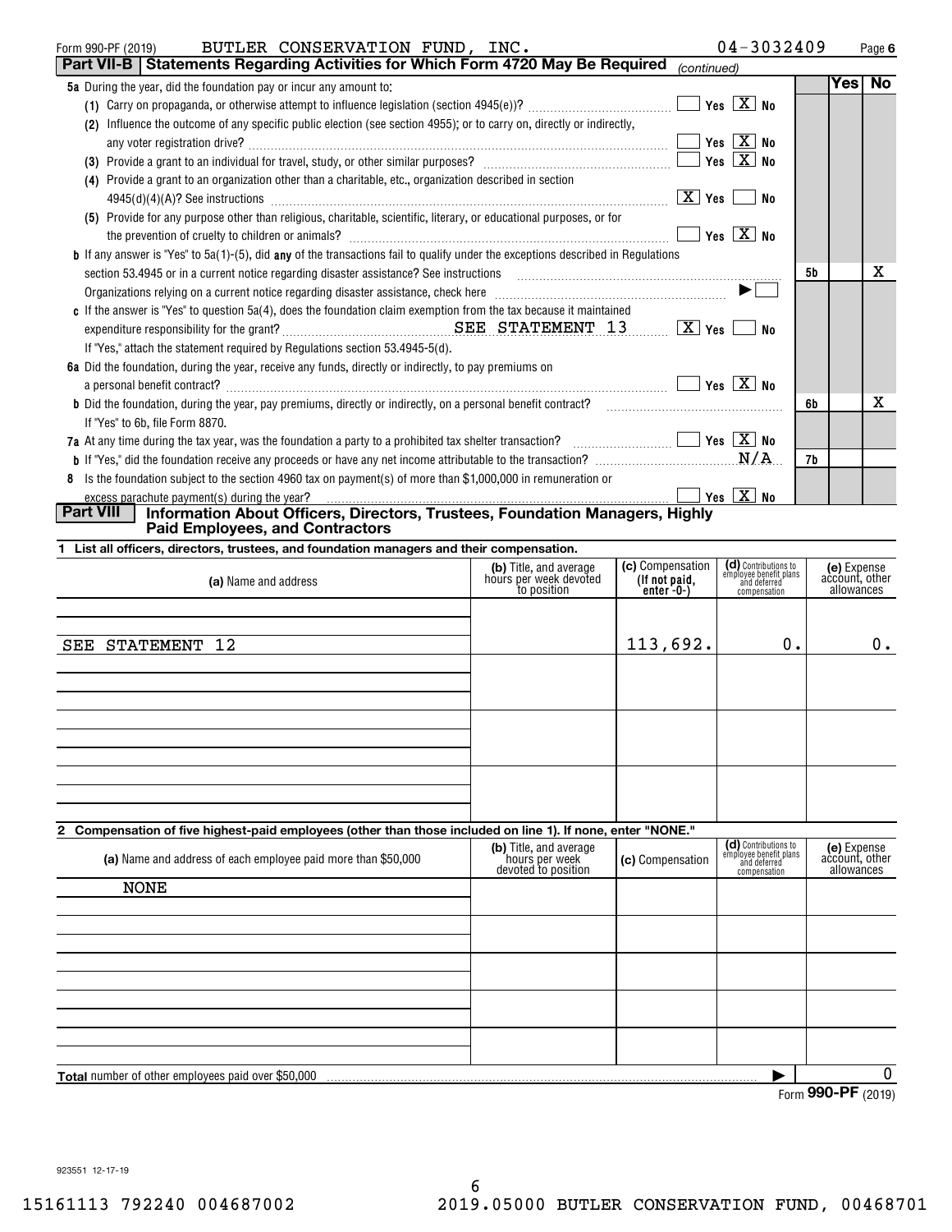Form 990-PF (2019) BUTLER CONSERVATION FUND, INC. 04-3032409 Page **6**

**Part VII-B | Statements Regarding Activities for Which Form 4720 May Be Required** *(continued)*

| | | Yes | No |
|---|---|---|---|
| **5a** During the year, did the foundation pay or incur any amount to: | | | |
| (1) Carry on propaganda, or otherwise attempt to influence legislation (section 4945(e))? ☐ Yes ☒ No | | | |
| (2) Influence the outcome of any specific public election (see section 4955); or to carry on, directly or indirectly, any voter registration drive? ☐ Yes ☒ No | | | |
| (3) Provide a grant to an individual for travel, study, or other similar purposes? ☐ Yes ☒ No | | | |
| (4) Provide a grant to an organization other than a charitable, etc., organization described in section 4945(d)(4)(A)? See instructions ☒ Yes ☐ No | | | |
| (5) Provide for any purpose other than religious, charitable, scientific, literary, or educational purposes, or for the prevention of cruelty to children or animals? ☐ Yes ☒ No | | | |
| **b** If any answer is "Yes" to 5a(1)-(5), did **any** of the transactions fail to qualify under the exceptions described in Regulations section 53.4945 or in a current notice regarding disaster assistance? See instructions | 5b | | X |
| Organizations relying on a current notice regarding disaster assistance, check here ▶ ☐ | | | |
| **c** If the answer is "Yes" to question 5a(4), does the foundation claim exemption from the tax because it maintained expenditure responsibility for the grant? SEE STATEMENT 13 ☒ Yes ☐ No | | | |
| If "Yes," attach the statement required by Regulations section 53.4945-5(d). | | | |
| **6a** Did the foundation, during the year, receive any funds, directly or indirectly, to pay premiums on a personal benefit contract? ☐ Yes ☒ No | | | |
| **b** Did the foundation, during the year, pay premiums, directly or indirectly, on a personal benefit contract? | 6b | | X |
| If "Yes" to 6b, file Form 8870. | | | |
| **7a** At any time during the tax year, was the foundation a party to a prohibited tax shelter transaction? ☐ Yes ☒ No | | | |
| **b** If "Yes," did the foundation receive any proceeds or have any net income attributable to the transaction? N/A | 7b | | |
| **8** Is the foundation subject to the section 4960 tax on payment(s) of more than $1,000,000 in remuneration or excess parachute payment(s) during the year? ☐ Yes ☒ No | | | |

**Part VIII | Information About Officers, Directors, Trustees, Foundation Managers, Highly Paid Employees, and Contractors**

**1 List all officers, directors, trustees, and foundation managers and their compensation.**

| (a) Name and address | (b) Title, and average hours per week devoted to position | (c) Compensation (If not paid, enter -0-) | (d) Contributions to employee benefit plans and deferred compensation | (e) Expense account, other allowances |
|---|---|---|---|---|
| SEE STATEMENT 12 | | 113,692. | 0. | 0. |

**2 Compensation of five highest-paid employees (other than those included on line 1). If none, enter "NONE."**

| (a) Name and address of each employee paid more than $50,000 | (b) Title, and average hours per week devoted to position | (c) Compensation | (d) Contributions to employee benefit plans and deferred compensation | (e) Expense account, other allowances |
|---|---|---|---|---|
| NONE | | | | |

**Total** number of other employees paid over $50,000 ▶ 0

Form **990-PF** (2019)

923551 12-17-19

15161113 792240 004687002 2019.05000 BUTLER CONSERVATION FUND, 00468701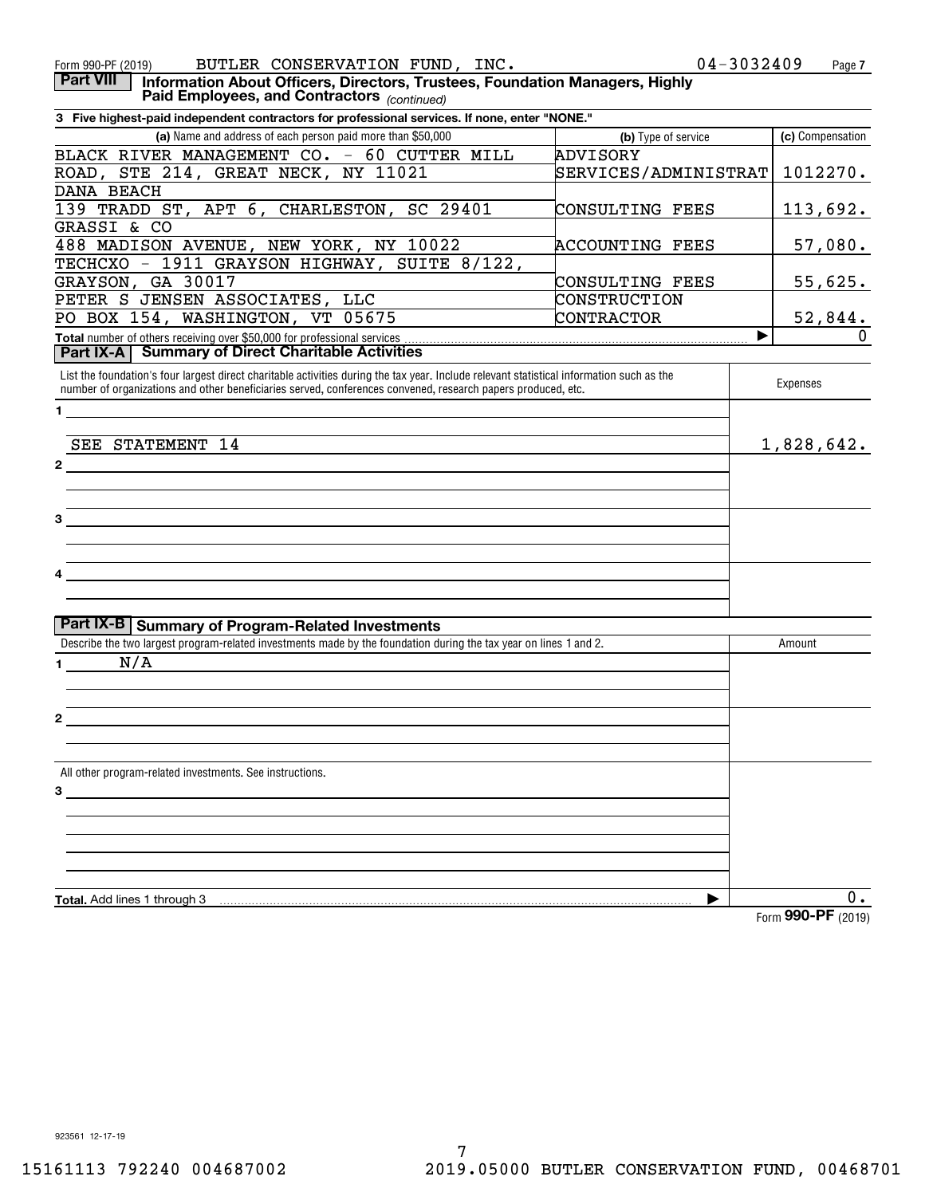Form 990-PF (2019) BUTLER CONSERVATION FUND, INC. 04-3032409

## Part VIII Information About Officers, Directors, Trustees, Foundation Managers, Highly Paid Employees, and Contractors *(continued)*

**3 Five highest-paid independent contractors for professional services. If none, enter "NONE."**

| (a) Name and address of each person paid more than $50,000 | (b) Type of service | (c) Compensation |
|---|---|---|
| BLACK RIVER MANAGEMENT CO. - 60 CUTTER MILL ROAD, STE 214, GREAT NECK, NY 11021 | ADVISORY SERVICES/ADMINISTRAT | 1012270. |
| DANA BEACH 139 TRADD ST, APT 6, CHARLESTON, SC 29401 | CONSULTING FEES | 113,692. |
| GRASSI & CO 488 MADISON AVENUE, NEW YORK, NY 10022 | ACCOUNTING FEES | 57,080. |
| TECHCXO - 1911 GRAYSON HIGHWAY, SUITE 8/122, GRAYSON, GA 30017 | CONSULTING FEES | 55,625. |
| PETER S JENSEN ASSOCIATES, LLC PO BOX 154, WASHINGTON, VT 05675 | CONSTRUCTION CONTRACTOR | 52,844. |
| **Total** number of others receiving over $50,000 for professional services | ▶ | 0 |

## Part IX-A Summary of Direct Charitable Activities

| List the foundation's four largest direct charitable activities during the tax year. Include relevant statistical information such as the number of organizations and other beneficiaries served, conferences convened, research papers produced, etc. | Expenses |
|---|---|
| 1 SEE STATEMENT 14 | 1,828,642. |
| 2 | |
| 3 | |
| 4 | |

## Part IX-B Summary of Program-Related Investments

| Describe the two largest program-related investments made by the foundation during the tax year on lines 1 and 2. | Amount |
|---|---|
| 1 N/A | |
| 2 | |
| All other program-related investments. See instructions. | |
| 3 | |
| **Total.** Add lines 1 through 3 ▶ | 0. |

Form **990-PF** (2019)

923561 12-17-19

15161113 792240 004687002 2019.05000 BUTLER CONSERVATION FUND, 00468701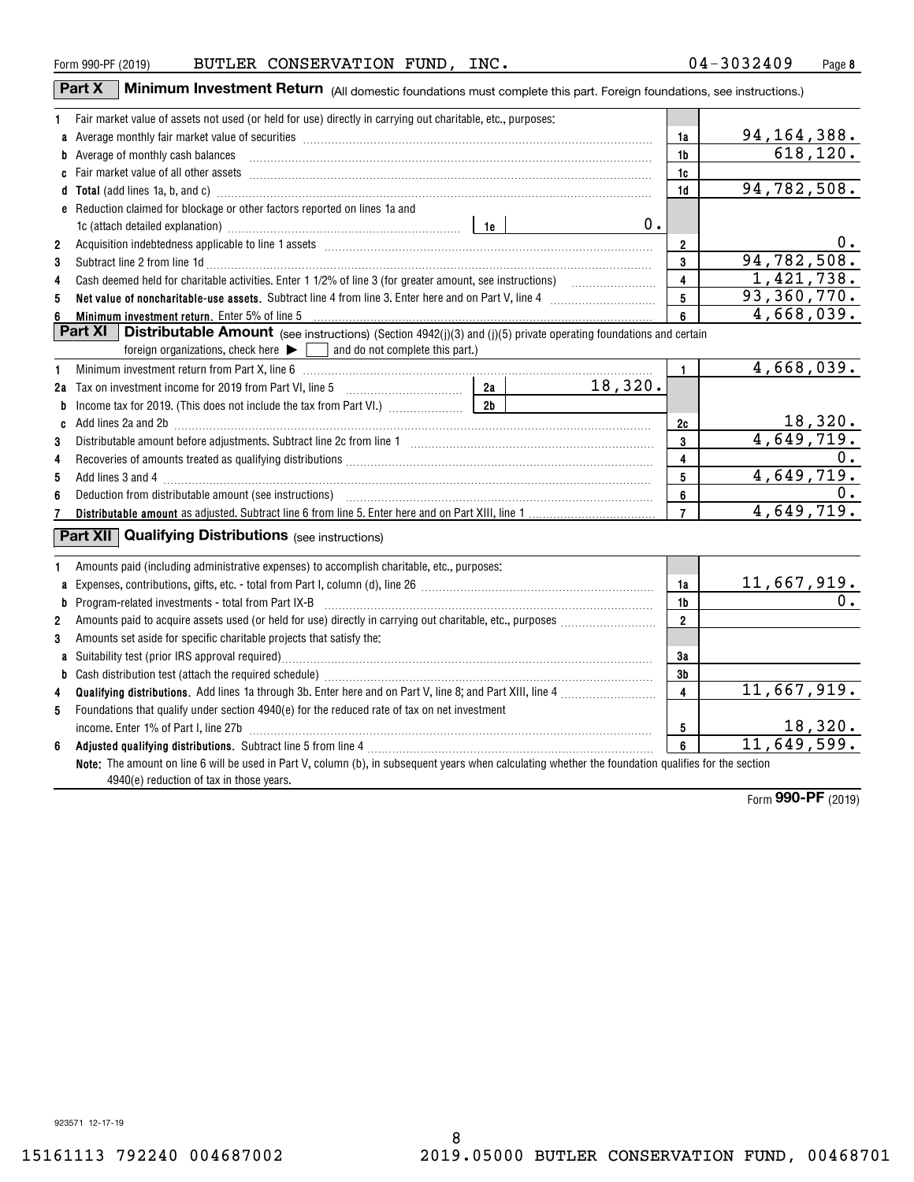Form 990-PF (2019) BUTLER CONSERVATION FUND, INC. 04-3032409 Page 8

## Part X Minimum Investment Return (All domestic foundations must complete this part. Foreign foundations, see instructions.)

| | | | | |
|---|---|---|---|---|
| 1 | Fair market value of assets not used (or held for use) directly in carrying out charitable, etc., purposes: | | | |
| a | Average monthly fair market value of securities | | 1a | 94,164,388. |
| b | Average of monthly cash balances | | 1b | 618,120. |
| c | Fair market value of all other assets | | 1c | |
| d | **Total** (add lines 1a, b, and c) | | 1d | 94,782,508. |
| e | Reduction claimed for blockage or other factors reported on lines 1a and 1c (attach detailed explanation) | 1e 0. | | |
| 2 | Acquisition indebtedness applicable to line 1 assets | | 2 | 0. |
| 3 | Subtract line 2 from line 1d | | 3 | 94,782,508. |
| 4 | Cash deemed held for charitable activities. Enter 1 1/2% of line 3 (for greater amount, see instructions) | | 4 | 1,421,738. |
| 5 | **Net value of noncharitable-use assets.** Subtract line 4 from line 3. Enter here and on Part V, line 4 | | 5 | 93,360,770. |
| 6 | **Minimum investment return.** Enter 5% of line 5 | | 6 | 4,668,039. |

## Part XI Distributable Amount (see instructions) (Section 4942(j)(3) and (j)(5) private operating foundations and certain foreign organizations, check here ▶ ☐ and do not complete this part.)

| | | | | |
|---|---|---|---|---|
| 1 | Minimum investment return from Part X, line 6 | | 1 | 4,668,039. |
| 2a | Tax on investment income for 2019 from Part VI, line 5 | 2a 18,320. | | |
| b | Income tax for 2019. (This does not include the tax from Part VI.) | 2b | | |
| c | Add lines 2a and 2b | | 2c | 18,320. |
| 3 | Distributable amount before adjustments. Subtract line 2c from line 1 | | 3 | 4,649,719. |
| 4 | Recoveries of amounts treated as qualifying distributions | | 4 | 0. |
| 5 | Add lines 3 and 4 | | 5 | 4,649,719. |
| 6 | Deduction from distributable amount (see instructions) | | 6 | 0. |
| 7 | **Distributable amount** as adjusted. Subtract line 6 from line 5. Enter here and on Part XIII, line 1 | | 7 | 4,649,719. |

## Part XII Qualifying Distributions (see instructions)

| | | | |
|---|---|---|---|
| 1 | Amounts paid (including administrative expenses) to accomplish charitable, etc., purposes: | | |
| a | Expenses, contributions, gifts, etc. - total from Part I, column (d), line 26 | 1a | 11,667,919. |
| b | Program-related investments - total from Part IX-B | 1b | 0. |
| 2 | Amounts paid to acquire assets used (or held for use) directly in carrying out charitable, etc., purposes | 2 | |
| 3 | Amounts set aside for specific charitable projects that satisfy the: | | |
| a | Suitability test (prior IRS approval required) | 3a | |
| b | Cash distribution test (attach the required schedule) | 3b | |
| 4 | **Qualifying distributions.** Add lines 1a through 3b. Enter here and on Part V, line 8; and Part XIII, line 4 | 4 | 11,667,919. |
| 5 | Foundations that qualify under section 4940(e) for the reduced rate of tax on net investment income. Enter 1% of Part I, line 27b | 5 | 18,320. |
| 6 | **Adjusted qualifying distributions.** Subtract line 5 from line 4 | 6 | 11,649,599. |

**Note:** The amount on line 6 will be used in Part V, column (b), in subsequent years when calculating whether the foundation qualifies for the section 4940(e) reduction of tax in those years.

Form **990-PF** (2019)

923571 12-17-19

15161113 792240 004687002 2019.05000 BUTLER CONSERVATION FUND, 00468701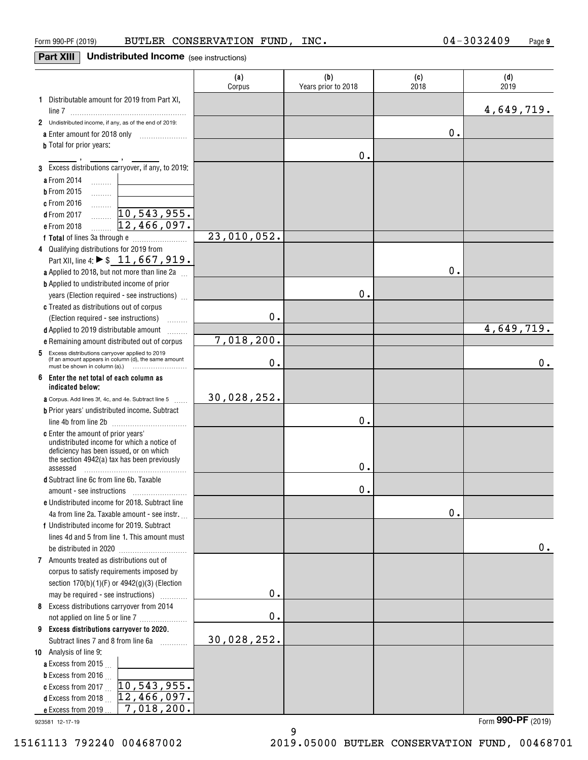Form 990-PF (2019) BUTLER CONSERVATION FUND, INC. 04-3032409

## Part XIII Undistributed Income (see instructions)

| | (a) Corpus | (b) Years prior to 2018 | (c) 2018 | (d) 2019 |
|---|---|---|---|---|
| **1** Distributable amount for 2019 from Part XI, line 7 | | | | 4,649,719. |
| **2** Undistributed income, if any, as of the end of 2019: | | | | |
| **a** Enter amount for 2018 only | | | 0. | |
| **b** Total for prior years: \_\_\_\_ , \_\_\_\_ , \_\_\_\_ | | 0. | | |
| **3** Excess distributions carryover, if any, to 2019: | | | | |
| **a** From 2014 | | | | |
| **b** From 2015 | | | | |
| **c** From 2016 | | | | |
| **d** From 2017 10,543,955. | | | | |
| **e** From 2018 12,466,097. | | | | |
| **f Total** of lines 3a through e | 23,010,052. | | | |
| **4** Qualifying distributions for 2019 from Part XII, line 4: ▶ $ 11,667,919. | | | | |
| **a** Applied to 2018, but not more than line 2a | | | 0. | |
| **b** Applied to undistributed income of prior years (Election required - see instructions) | | 0. | | |
| **c** Treated as distributions out of corpus (Election required - see instructions) | 0. | | | |
| **d** Applied to 2019 distributable amount | | | | 4,649,719. |
| **e** Remaining amount distributed out of corpus | 7,018,200. | | | |
| **5** Excess distributions carryover applied to 2019 (If an amount appears in column (d), the same amount must be shown in column (a).) | 0. | | | 0. |
| **6 Enter the net total of each column as indicated below:** | | | | |
| **a** Corpus. Add lines 3f, 4c, and 4e. Subtract line 5 | 30,028,252. | | | |
| **b** Prior years' undistributed income. Subtract line 4b from line 2b | | 0. | | |
| **c** Enter the amount of prior years' undistributed income for which a notice of deficiency has been issued, or on which the section 4942(a) tax has been previously assessed | | 0. | | |
| **d** Subtract line 6c from line 6b. Taxable amount - see instructions | | 0. | | |
| **e** Undistributed income for 2018. Subtract line 4a from line 2a. Taxable amount - see instr. | | | 0. | |
| **f** Undistributed income for 2019. Subtract lines 4d and 5 from line 1. This amount must be distributed in 2020 | | | | 0. |
| **7** Amounts treated as distributions out of corpus to satisfy requirements imposed by section 170(b)(1)(F) or 4942(g)(3) (Election may be required - see instructions) | 0. | | | |
| **8** Excess distributions carryover from 2014 not applied on line 5 or line 7 | 0. | | | |
| **9 Excess distributions carryover to 2020.** Subtract lines 7 and 8 from line 6a | 30,028,252. | | | |
| **10** Analysis of line 9: | | | | |
| **a** Excess from 2015 | | | | |
| **b** Excess from 2016 | | | | |
| **c** Excess from 2017 10,543,955. | | | | |
| **d** Excess from 2018 12,466,097. | | | | |
| **e** Excess from 2019 7,018,200. | | | | |

923581 12-17-19 Form **990-PF** (2019)

15161113 792240 004687002 2019.05000 BUTLER CONSERVATION FUND, 00468701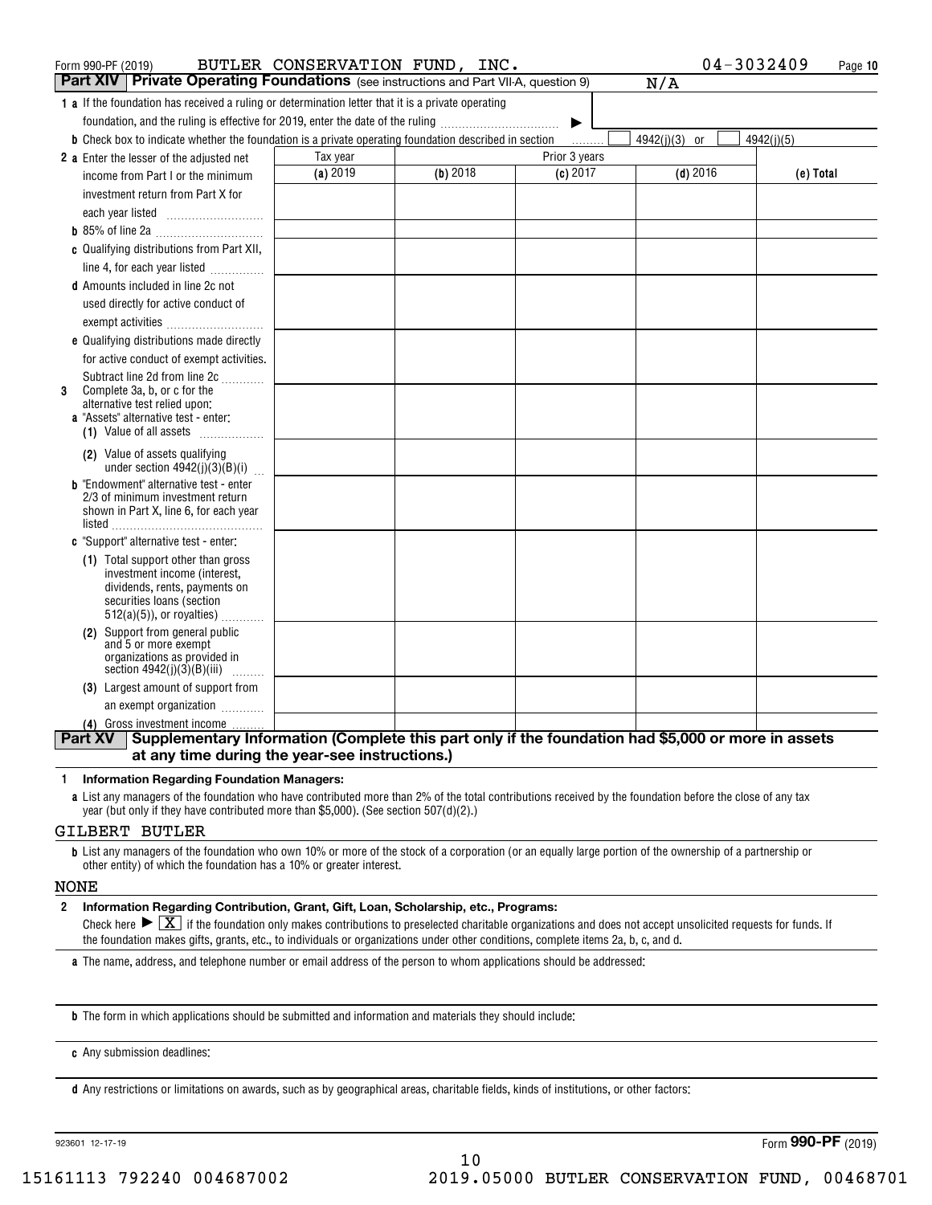Form 990-PF (2019) BUTLER CONSERVATION FUND, INC. 04-3032409 Page 10

## Part XIV Private Operating Foundations (see instructions and Part VII-A, question 9) N/A

**1 a** If the foundation has received a ruling or determination letter that it is a private operating foundation, and the ruling is effective for 2019, enter the date of the ruling ▶

**b** Check box to indicate whether the foundation is a private operating foundation described in section ☐ 4942(j)(3) or ☐ 4942(j)(5)

| | Tax year | Prior 3 years | | | |
|---|---|---|---|---|---|
| | (a) 2019 | (b) 2018 | (c) 2017 | (d) 2016 | (e) Total |
| **2 a** Enter the lesser of the adjusted net income from Part I or the minimum investment return from Part X for each year listed | | | | | |
| **b** 85% of line 2a | | | | | |
| **c** Qualifying distributions from Part XII, line 4, for each year listed | | | | | |
| **d** Amounts included in line 2c not used directly for active conduct of exempt activities | | | | | |
| **e** Qualifying distributions made directly for active conduct of exempt activities. Subtract line 2d from line 2c | | | | | |
| **3** Complete 3a, b, or c for the alternative test relied upon: **a** "Assets" alternative test - enter: **(1)** Value of all assets | | | | | |
| **(2)** Value of assets qualifying under section 4942(j)(3)(B)(i) | | | | | |
| **b** "Endowment" alternative test - enter 2/3 of minimum investment return shown in Part X, line 6, for each year listed | | | | | |
| **c** "Support" alternative test - enter: **(1)** Total support other than gross investment income (interest, dividends, rents, payments on securities loans (section 512(a)(5)), or royalties) | | | | | |
| **(2)** Support from general public and 5 or more exempt organizations as provided in section 4942(j)(3)(B)(iii) | | | | | |
| **(3)** Largest amount of support from an exempt organization | | | | | |
| **(4)** Gross investment income | | | | | |

## Part XV Supplementary Information (Complete this part only if the foundation had $5,000 or more in assets at any time during the year-see instructions.)

**1 Information Regarding Foundation Managers:**

**a** List any managers of the foundation who have contributed more than 2% of the total contributions received by the foundation before the close of any tax year (but only if they have contributed more than $5,000). (See section 507(d)(2).)

GILBERT BUTLER

**b** List any managers of the foundation who own 10% or more of the stock of a corporation (or an equally large portion of the ownership of a partnership or other entity) of which the foundation has a 10% or greater interest.

NONE

**2 Information Regarding Contribution, Grant, Gift, Loan, Scholarship, etc., Programs:**

Check here ▶ ☒ if the foundation only makes contributions to preselected charitable organizations and does not accept unsolicited requests for funds. If the foundation makes gifts, grants, etc., to individuals or organizations under other conditions, complete items 2a, b, c, and d.

**a** The name, address, and telephone number or email address of the person to whom applications should be addressed:

**b** The form in which applications should be submitted and information and materials they should include:

**c** Any submission deadlines:

**d** Any restrictions or limitations on awards, such as by geographical areas, charitable fields, kinds of institutions, or other factors:

923601 12-17-19 Form **990-PF** (2019)

15161113 792240 004687002 2019.05000 BUTLER CONSERVATION FUND, 00468701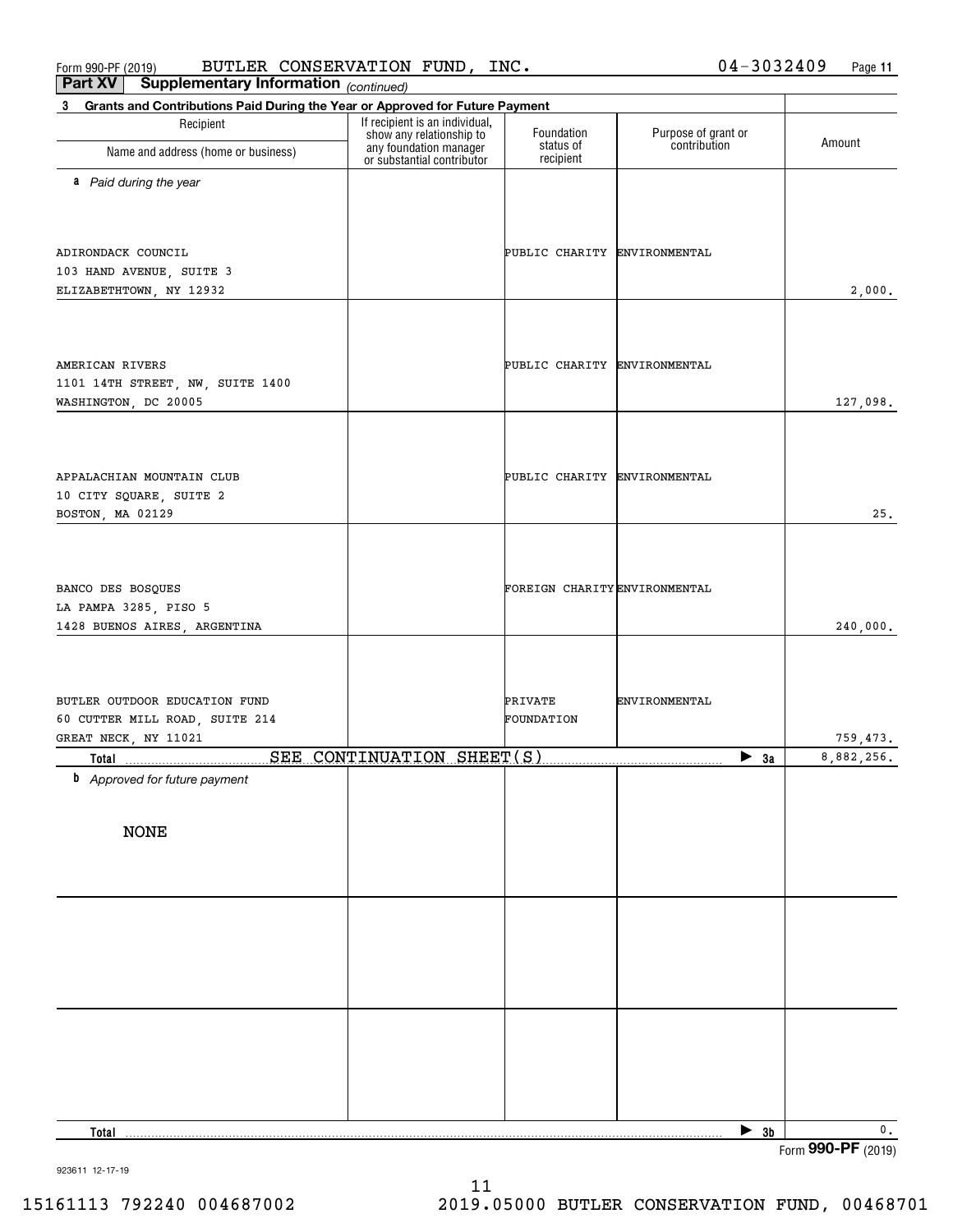Form 990-PF (2019) BUTLER CONSERVATION FUND, INC. 04-3032409 Page 11

**Part XV Supplementary Information** *(continued)*

**3 Grants and Contributions Paid During the Year or Approved for Future Payment**

| Recipient<br>Name and address (home or business) | If recipient is an individual, show any relationship to any foundation manager or substantial contributor | Foundation status of recipient | Purpose of grant or contribution | Amount |
|---|---|---|---|---|
| ***a** Paid during the year* | | | | |
| ADIRONDACK COUNCIL<br>103 HAND AVENUE, SUITE 3<br>ELIZABETHTOWN, NY 12932 | | PUBLIC CHARITY | ENVIRONMENTAL | 2,000. |
| AMERICAN RIVERS<br>1101 14TH STREET, NW, SUITE 1400<br>WASHINGTON, DC 20005 | | PUBLIC CHARITY | ENVIRONMENTAL | 127,098. |
| APPALACHIAN MOUNTAIN CLUB<br>10 CITY SQUARE, SUITE 2<br>BOSTON, MA 02129 | | PUBLIC CHARITY | ENVIRONMENTAL | 25. |
| BANCO DES BOSQUES<br>LA PAMPA 3285, PISO 5<br>1428 BUENOS AIRES, ARGENTINA | | FOREIGN CHARITY | ENVIRONMENTAL | 240,000. |
| BUTLER OUTDOOR EDUCATION FUND<br>60 CUTTER MILL ROAD, SUITE 214<br>GREAT NECK, NY 11021 | | PRIVATE FOUNDATION | ENVIRONMENTAL | 759,473. |
| **Total** SEE CONTINUATION SHEET(S) | | | ▶ **3a** | 8,882,256. |
| ***b** Approved for future payment* | | | | |
| NONE | | | | |
| | | | | |
| | | | | |
| **Total** | | | ▶ **3b** | 0. |

923611 12-17-19

Form **990-PF** (2019)

15161113 792240 004687002 2019.05000 BUTLER CONSERVATION FUND, 00468701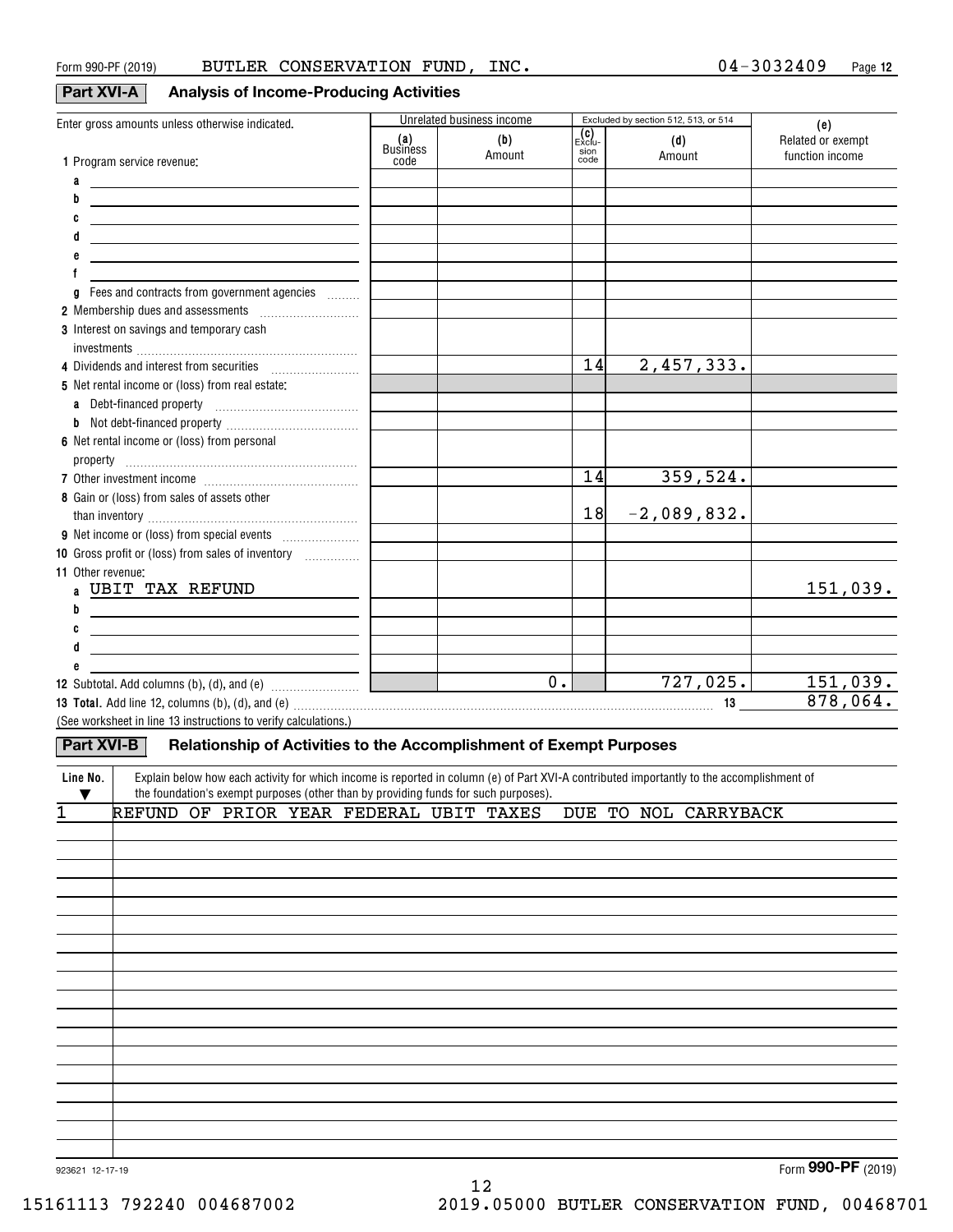Form 990-PF (2019) BUTLER CONSERVATION FUND, INC. 04-3032409

## Part XVI-A Analysis of Income-Producing Activities

| Enter gross amounts unless otherwise indicated. | Unrelated business income | | Excluded by section 512, 513, or 514 | | (e) |
|---|---|---|---|---|---|
| | (a) Business code | (b) Amount | (c) Exclusion code | (d) Amount | Related or exempt function income |
| 1 Program service revenue: | | | | | |
| a | | | | | |
| b | | | | | |
| c | | | | | |
| d | | | | | |
| e | | | | | |
| f | | | | | |
| g Fees and contracts from government agencies | | | | | |
| 2 Membership dues and assessments | | | | | |
| 3 Interest on savings and temporary cash investments | | | | | |
| 4 Dividends and interest from securities | | | 14 | 2,457,333. | |
| 5 Net rental income or (loss) from real estate: | | | | | |
| a Debt-financed property | | | | | |
| b Not debt-financed property | | | | | |
| 6 Net rental income or (loss) from personal property | | | | | |
| 7 Other investment income | | | 14 | 359,524. | |
| 8 Gain or (loss) from sales of assets other than inventory | | | 18 | -2,089,832. | |
| 9 Net income or (loss) from special events | | | | | |
| 10 Gross profit or (loss) from sales of inventory | | | | | |
| 11 Other revenue: | | | | | |
| a UBIT TAX REFUND | | | | | 151,039. |
| b | | | | | |
| c | | | | | |
| d | | | | | |
| e | | | | | |
| 12 Subtotal. Add columns (b), (d), and (e) | | 0. | | 727,025. | 151,039. |

**13 Total.** Add line 12, columns (b), (d), and (e) ..... 13 878,064.

(See worksheet in line 13 instructions to verify calculations.)

## Part XVI-B Relationship of Activities to the Accomplishment of Exempt Purposes

| Line No. ▼ | Explain below how each activity for which income is reported in column (e) of Part XVI-A contributed importantly to the accomplishment of the foundation's exempt purposes (other than by providing funds for such purposes). |
|---|---|
| 1 | REFUND OF PRIOR YEAR FEDERAL UBIT TAXES DUE TO NOL CARRYBACK |

923621 12-17-19

Form **990-PF** (2019)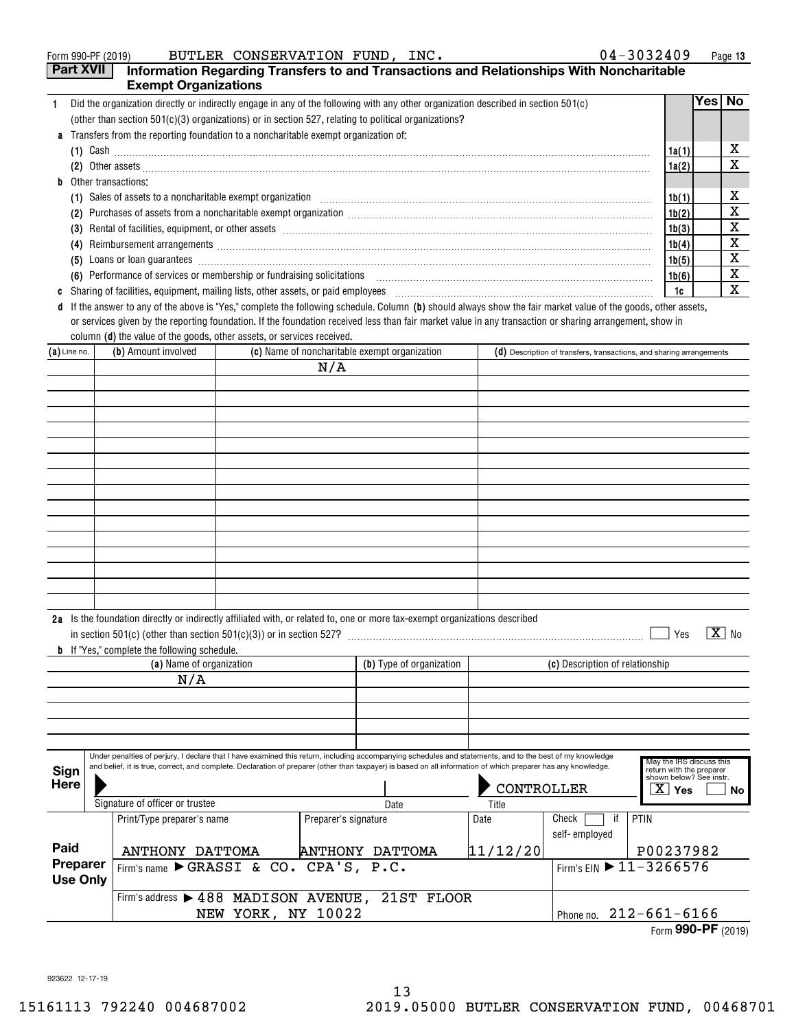Form 990-PF (2019) BUTLER CONSERVATION FUND, INC. 04-3032409 Page 13

## Part XVII Information Regarding Transfers to and Transactions and Relationships With Noncharitable Exempt Organizations

| | | Yes | No |
|---|---|---|---|
| **1** Did the organization directly or indirectly engage in any of the following with any other organization described in section 501(c) (other than section 501(c)(3) organizations) or in section 527, relating to political organizations? | | | |
| **a** Transfers from the reporting foundation to a noncharitable exempt organization of: | | | |
| (1) Cash | 1a(1) | | X |
| (2) Other assets | 1a(2) | | X |
| **b** Other transactions: | | | |
| (1) Sales of assets to a noncharitable exempt organization | 1b(1) | | X |
| (2) Purchases of assets from a noncharitable exempt organization | 1b(2) | | X |
| (3) Rental of facilities, equipment, or other assets | 1b(3) | | X |
| (4) Reimbursement arrangements | 1b(4) | | X |
| (5) Loans or loan guarantees | 1b(5) | | X |
| (6) Performance of services or membership or fundraising solicitations | 1b(6) | | X |
| **c** Sharing of facilities, equipment, mailing lists, other assets, or paid employees | 1c | | X |

**d** If the answer to any of the above is "Yes," complete the following schedule. Column **(b)** should always show the fair market value of the goods, other assets, or services given by the reporting foundation. If the foundation received less than fair market value in any transaction or sharing arrangement, show in column **(d)** the value of the goods, other assets, or services received.

| (a) Line no. | (b) Amount involved | (c) Name of noncharitable exempt organization | (d) Description of transfers, transactions, and sharing arrangements |
|---|---|---|---|
| | | N/A | |

**2a** Is the foundation directly or indirectly affiliated with, or related to, one or more tax-exempt organizations described in section 501(c) (other than section 501(c)(3)) or in section 527? ☐ Yes ☒ No

**b** If "Yes," complete the following schedule.

| (a) Name of organization | (b) Type of organization | (c) Description of relationship |
|---|---|---|
| N/A | | |

**Sign Here**

Under penalties of perjury, I declare that I have examined this return, including accompanying schedules and statements, and to the best of my knowledge and belief, it is true, correct, and complete. Declaration of preparer (other than taxpayer) is based on all information of which preparer has any knowledge.

Signature of officer or trustee | Date | Title: CONTROLLER

May the IRS discuss this return with the preparer shown below? See instr. ☒ Yes ☐ No

**Paid Preparer Use Only**

| Print/Type preparer's name | Preparer's signature | Date | Check ☐ if self-employed | PTIN |
|---|---|---|---|---|
| ANTHONY DATTOMA | ANTHONY DATTOMA | 11/12/20 | | P00237982 |

Firm's name ▶ GRASSI & CO. CPA'S, P.C. — Firm's EIN ▶ 11-3266576

Firm's address ▶ 488 MADISON AVENUE, 21ST FLOOR NEW YORK, NY 10022 — Phone no. 212-661-6166

Form **990-PF** (2019)

923622 12-17-19

15161113 792240 004687002 2019.05000 BUTLER CONSERVATION FUND, 00468701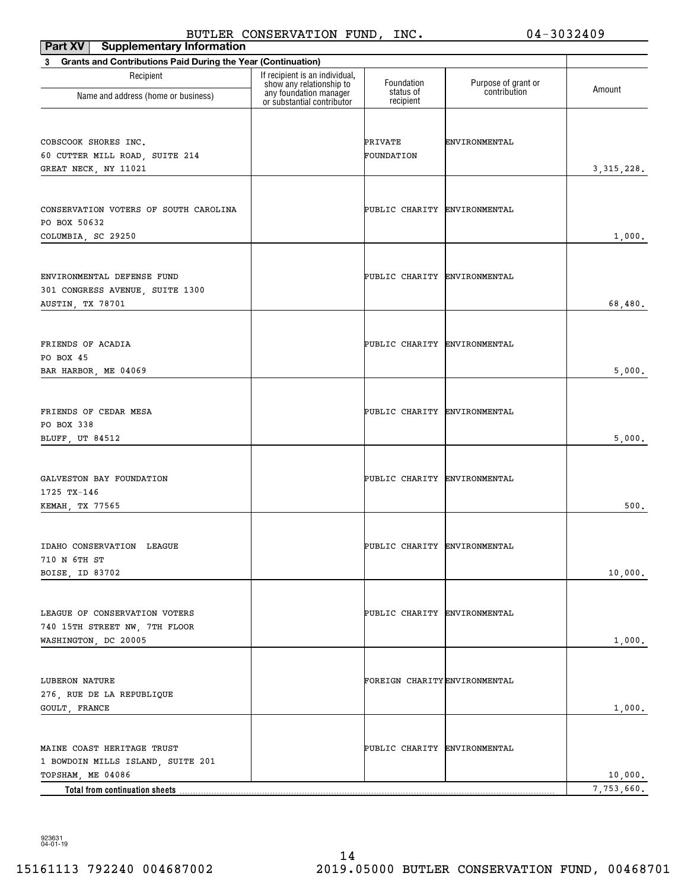BUTLER CONSERVATION FUND, INC. 04-3032409

**Part XV Supplementary Information**

**3 Grants and Contributions Paid During the Year (Continuation)**

| Recipient<br>Name and address (home or business) | If recipient is an individual, show any relationship to any foundation manager or substantial contributor | Foundation status of recipient | Purpose of grant or contribution | Amount |
|---|---|---|---|---|
| COBSCOOK SHORES INC.<br>60 CUTTER MILL ROAD, SUITE 214<br>GREAT NECK, NY 11021 | | PRIVATE FOUNDATION | ENVIRONMENTAL | 3,315,228. |
| CONSERVATION VOTERS OF SOUTH CAROLINA<br>PO BOX 50632<br>COLUMBIA, SC 29250 | | PUBLIC CHARITY | ENVIRONMENTAL | 1,000. |
| ENVIRONMENTAL DEFENSE FUND<br>301 CONGRESS AVENUE, SUITE 1300<br>AUSTIN, TX 78701 | | PUBLIC CHARITY | ENVIRONMENTAL | 68,480. |
| FRIENDS OF ACADIA<br>PO BOX 45<br>BAR HARBOR, ME 04069 | | PUBLIC CHARITY | ENVIRONMENTAL | 5,000. |
| FRIENDS OF CEDAR MESA<br>PO BOX 338<br>BLUFF, UT 84512 | | PUBLIC CHARITY | ENVIRONMENTAL | 5,000. |
| GALVESTON BAY FOUNDATION<br>1725 TX-146<br>KEMAH, TX 77565 | | PUBLIC CHARITY | ENVIRONMENTAL | 500. |
| IDAHO CONSERVATION LEAGUE<br>710 N 6TH ST<br>BOISE, ID 83702 | | PUBLIC CHARITY | ENVIRONMENTAL | 10,000. |
| LEAGUE OF CONSERVATION VOTERS<br>740 15TH STREET NW, 7TH FLOOR<br>WASHINGTON, DC 20005 | | PUBLIC CHARITY | ENVIRONMENTAL | 1,000. |
| LUBERON NATURE<br>276, RUE DE LA REPUBLIQUE<br>GOULT, FRANCE | | FOREIGN CHARITY | ENVIRONMENTAL | 1,000. |
| MAINE COAST HERITAGE TRUST<br>1 BOWDOIN MILLS ISLAND, SUITE 201<br>TOPSHAM, ME 04086 | | PUBLIC CHARITY | ENVIRONMENTAL | 10,000. |
| **Total from continuation sheets** | | | | 7,753,660. |

923631
04-01-19

15161113 792240 004687002 2019.05000 BUTLER CONSERVATION FUND, 00468701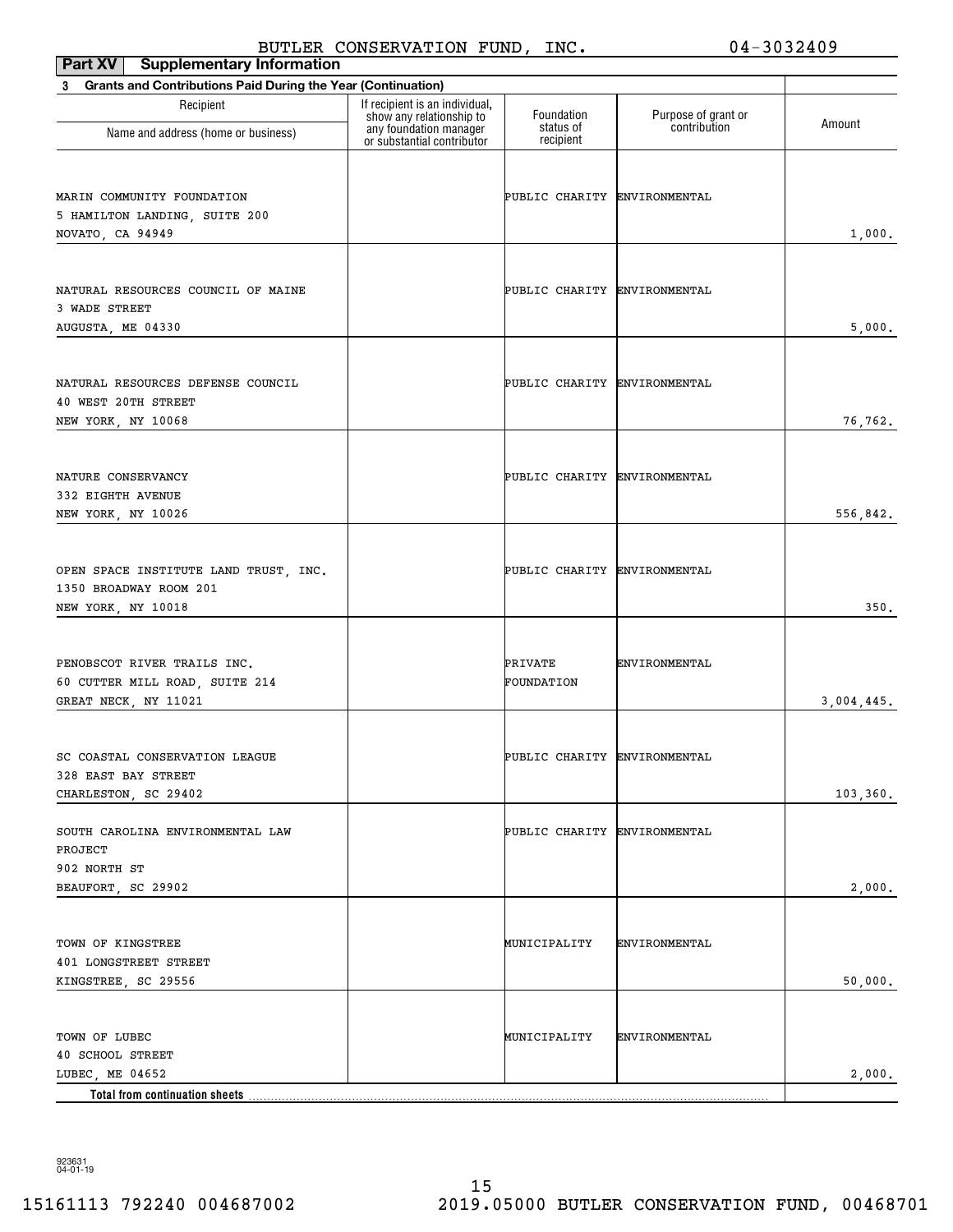BUTLER CONSERVATION FUND, INC. 04-3032409

**Part XV Supplementary Information**

**3 Grants and Contributions Paid During the Year (Continuation)**

| Recipient Name and address (home or business) | If recipient is an individual, show any relationship to any foundation manager or substantial contributor | Foundation status of recipient | Purpose of grant or contribution | Amount |
|---|---|---|---|---|
| MARIN COMMUNITY FOUNDATION<br>5 HAMILTON LANDING, SUITE 200<br>NOVATO, CA 94949 | | PUBLIC CHARITY | ENVIRONMENTAL | 1,000. |
| NATURAL RESOURCES COUNCIL OF MAINE<br>3 WADE STREET<br>AUGUSTA, ME 04330 | | PUBLIC CHARITY | ENVIRONMENTAL | 5,000. |
| NATURAL RESOURCES DEFENSE COUNCIL<br>40 WEST 20TH STREET<br>NEW YORK, NY 10068 | | PUBLIC CHARITY | ENVIRONMENTAL | 76,762. |
| NATURE CONSERVANCY<br>332 EIGHTH AVENUE<br>NEW YORK, NY 10026 | | PUBLIC CHARITY | ENVIRONMENTAL | 556,842. |
| OPEN SPACE INSTITUTE LAND TRUST, INC.<br>1350 BROADWAY ROOM 201<br>NEW YORK, NY 10018 | | PUBLIC CHARITY | ENVIRONMENTAL | 350. |
| PENOBSCOT RIVER TRAILS INC.<br>60 CUTTER MILL ROAD, SUITE 214<br>GREAT NECK, NY 11021 | | PRIVATE FOUNDATION | ENVIRONMENTAL | 3,004,445. |
| SC COASTAL CONSERVATION LEAGUE<br>328 EAST BAY STREET<br>CHARLESTON, SC 29402 | | PUBLIC CHARITY | ENVIRONMENTAL | 103,360. |
| SOUTH CAROLINA ENVIRONMENTAL LAW PROJECT<br>902 NORTH ST<br>BEAUFORT, SC 29902 | | PUBLIC CHARITY | ENVIRONMENTAL | 2,000. |
| TOWN OF KINGSTREE<br>401 LONGSTREET STREET<br>KINGSTREE, SC 29556 | | MUNICIPALITY | ENVIRONMENTAL | 50,000. |
| TOWN OF LUBEC<br>40 SCHOOL STREET<br>LUBEC, ME 04652 | | MUNICIPALITY | ENVIRONMENTAL | 2,000. |
| **Total from continuation sheets** | | | | |

923631 04-01-19

15161113 792240 004687002 2019.05000 BUTLER CONSERVATION FUND, 00468701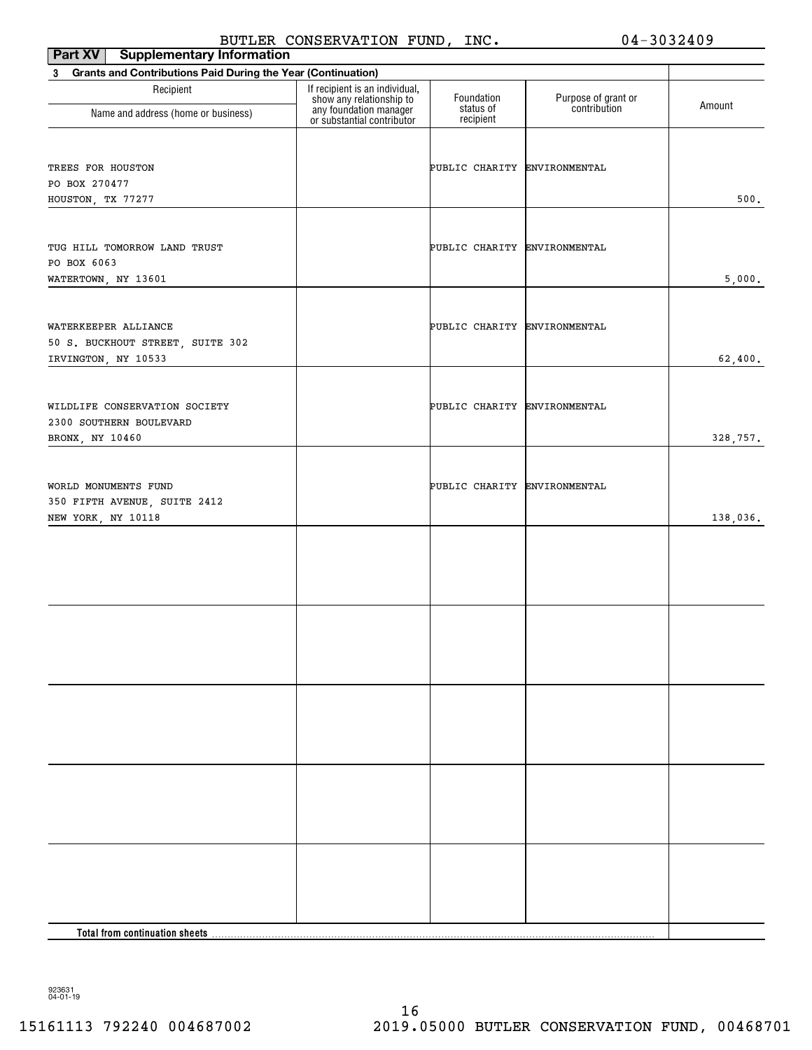BUTLER CONSERVATION FUND, INC. 04-3032409

**Part XV Supplementary Information**

**3 Grants and Contributions Paid During the Year (Continuation)**

| Recipient Name and address (home or business) | If recipient is an individual, show any relationship to any foundation manager or substantial contributor | Foundation status of recipient | Purpose of grant or contribution | Amount |
|---|---|---|---|---|
| TREES FOR HOUSTON<br>PO BOX 270477<br>HOUSTON, TX 77277 | | PUBLIC CHARITY | ENVIRONMENTAL | 500. |
| TUG HILL TOMORROW LAND TRUST<br>PO BOX 6063<br>WATERTOWN, NY 13601 | | PUBLIC CHARITY | ENVIRONMENTAL | 5,000. |
| WATERKEEPER ALLIANCE<br>50 S. BUCKHOUT STREET, SUITE 302<br>IRVINGTON, NY 10533 | | PUBLIC CHARITY | ENVIRONMENTAL | 62,400. |
| WILDLIFE CONSERVATION SOCIETY<br>2300 SOUTHERN BOULEVARD<br>BRONX, NY 10460 | | PUBLIC CHARITY | ENVIRONMENTAL | 328,757. |
| WORLD MONUMENTS FUND<br>350 FIFTH AVENUE, SUITE 2412<br>NEW YORK, NY 10118 | | PUBLIC CHARITY | ENVIRONMENTAL | 138,036. |
| | | | | |
| | | | | |
| | | | | |
| | | | | |
| | | | | |
| **Total from continuation sheets** | | | | |

923631
04-01-19

15161113 792240 004687002 2019.05000 BUTLER CONSERVATION FUND, 00468701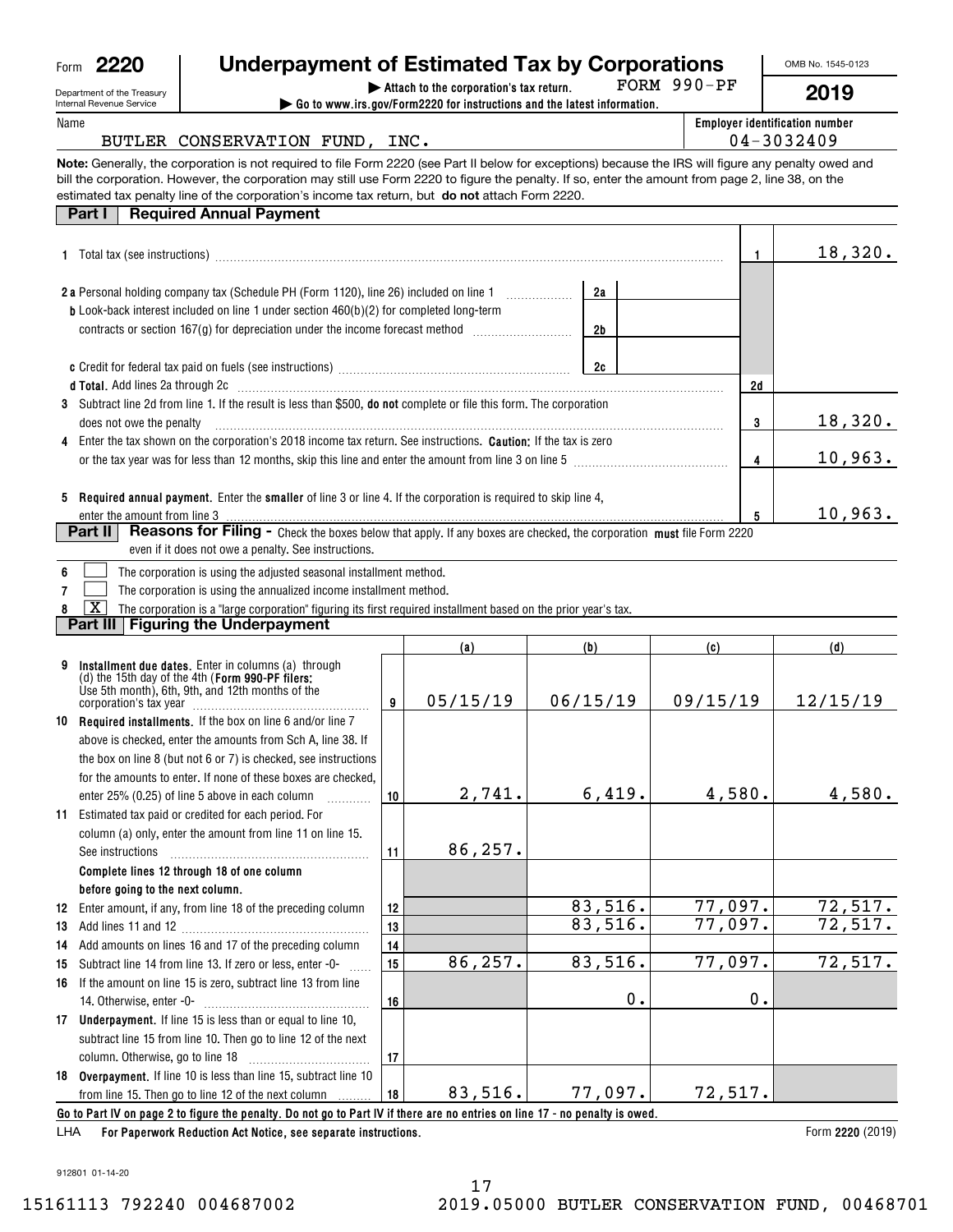Form **2220**

Department of the Treasury
Internal Revenue Service

# Underpayment of Estimated Tax by Corporations

▶ Attach to the corporation's tax return. FORM 990-PF

▶ Go to www.irs.gov/Form2220 for instructions and the latest information.

OMB No. 1545-0123

**2019**

Name: BUTLER CONSERVATION FUND, INC.

**Employer identification number**: 04-3032409

**Note:** Generally, the corporation is not required to file Form 2220 (see Part II below for exceptions) because the IRS will figure any penalty owed and bill the corporation. However, the corporation may still use Form 2220 to figure the penalty. If so, enter the amount from page 2, line 38, on the estimated tax penalty line of the corporation's income tax return, but **do not** attach Form 2220.

## Part I Required Annual Payment

| | | | | | |
|---|---|---|---|---|---|
| **1** | Total tax (see instructions) | | | 1 | 18,320. |
| **2 a** | Personal holding company tax (Schedule PH (Form 1120), line 26) included on line 1 | 2a | | | |
| **b** | Look-back interest included on line 1 under section 460(b)(2) for completed long-term contracts or section 167(g) for depreciation under the income forecast method | 2b | | | |
| **c** | Credit for federal tax paid on fuels (see instructions) | 2c | | | |
| **d** | **Total.** Add lines 2a through 2c | | | 2d | |
| **3** | Subtract line 2d from line 1. If the result is less than $500, **do not** complete or file this form. The corporation does not owe the penalty | | | 3 | 18,320. |
| **4** | Enter the tax shown on the corporation's 2018 income tax return. See instructions. **Caution:** If the tax is zero or the tax year was for less than 12 months, skip this line and enter the amount from line 3 on line 5 | | | 4 | 10,963. |
| **5** | **Required annual payment.** Enter the **smaller** of line 3 or line 4. If the corporation is required to skip line 4, enter the amount from line 3 | | | 5 | 10,963. |

## Part II Reasons for Filing - Check the boxes below that apply. If any boxes are checked, the corporation must file Form 2220 even if it does not owe a penalty. See instructions.

- **6** [ ] The corporation is using the adjusted seasonal installment method.
- **7** [ ] The corporation is using the annualized income installment method.
- **8** [X] The corporation is a "large corporation" figuring its first required installment based on the prior year's tax.

## Part III Figuring the Underpayment

| | | | (a) | (b) | (c) | (d) |
|---|---|---|---|---|---|---|
| **9** | **Installment due dates.** Enter in columns (a) through (d) the 15th day of the 4th (**Form 990-PF filers:** Use 5th month), 6th, 9th, and 12th months of the corporation's tax year | 9 | 05/15/19 | 06/15/19 | 09/15/19 | 12/15/19 |
| **10** | **Required installments.** If the box on line 6 and/or line 7 above is checked, enter the amounts from Sch A, line 38. If the box on line 8 (but not 6 or 7) is checked, see instructions for the amounts to enter. If none of these boxes are checked, enter 25% (0.25) of line 5 above in each column | 10 | 2,741. | 6,419. | 4,580. | 4,580. |
| **11** | Estimated tax paid or credited for each period. For column (a) only, enter the amount from line 11 on line 15. See instructions | 11 | 86,257. | | | |
| | **Complete lines 12 through 18 of one column before going to the next column.** | | | | | |
| **12** | Enter amount, if any, from line 18 of the preceding column | 12 | | 83,516. | 77,097. | 72,517. |
| **13** | Add lines 11 and 12 | 13 | | 83,516. | 77,097. | 72,517. |
| **14** | Add amounts on lines 16 and 17 of the preceding column | 14 | | | | |
| **15** | Subtract line 14 from line 13. If zero or less, enter -0- | 15 | 86,257. | 83,516. | 77,097. | 72,517. |
| **16** | If the amount on line 15 is zero, subtract line 13 from line 14. Otherwise, enter -0- | 16 | | 0. | 0. | |
| **17** | **Underpayment.** If line 15 is less than or equal to line 10, subtract line 15 from line 10. Then go to line 12 of the next column. Otherwise, go to line 18 | 17 | | | | |
| **18** | **Overpayment.** If line 10 is less than line 15, subtract line 10 from line 15. Then go to line 12 of the next column | 18 | 83,516. | 77,097. | 72,517. | |

**Go to Part IV on page 2 to figure the penalty. Do not go to Part IV if there are no entries on line 17 - no penalty is owed.**

LHA **For Paperwork Reduction Act Notice, see separate instructions.** Form **2220** (2019)

912801 01-14-20

15161113 792240 004687002 2019.05000 BUTLER CONSERVATION FUND, 00468701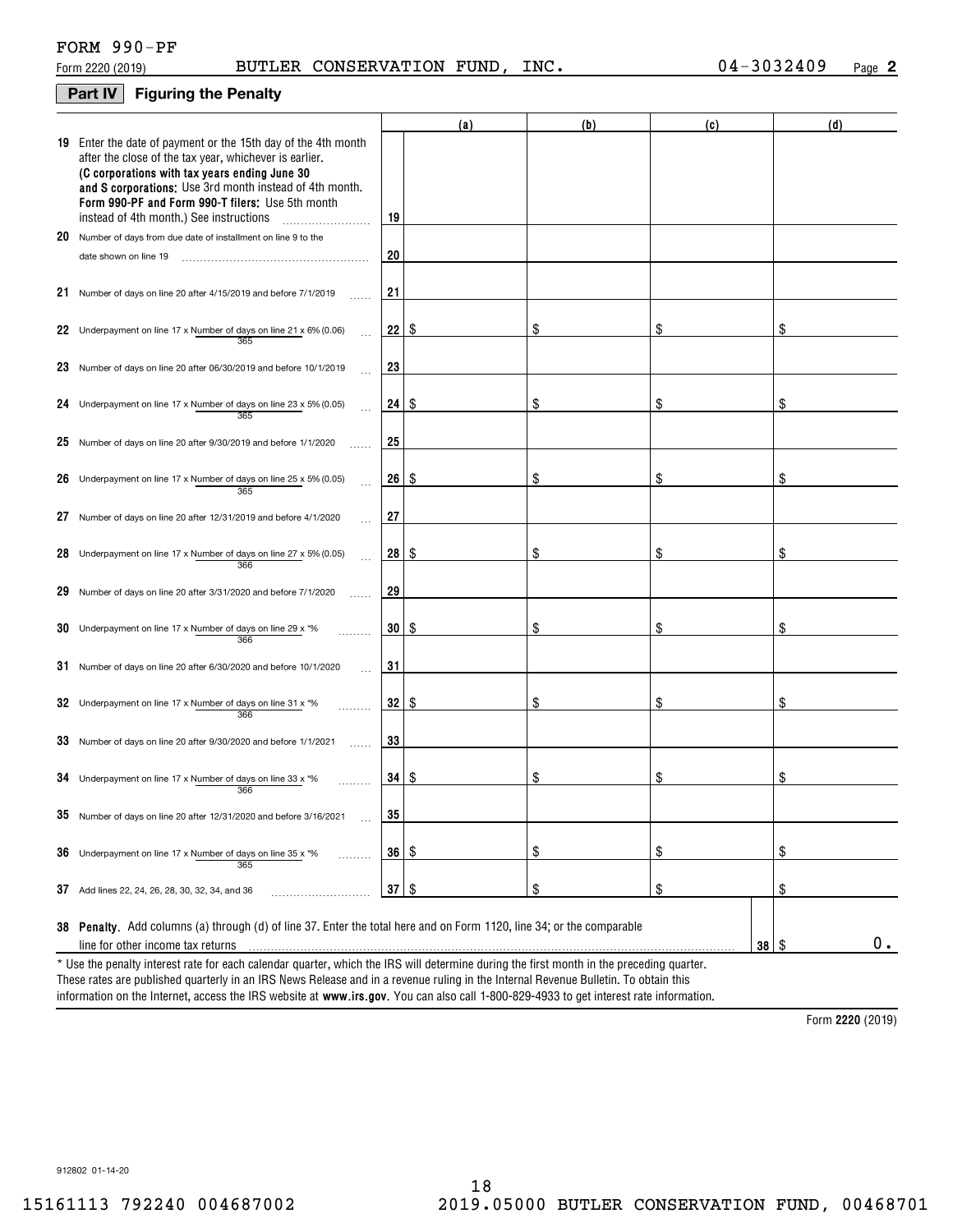FORM 990-PF

Form 2220 (2019) BUTLER CONSERVATION FUND, INC. 04-3032409 Page **2**

## Part IV Figuring the Penalty

| | | | (a) | (b) | (c) | (d) |
|---|---|---|---|---|---|---|
| **19** | Enter the date of payment or the 15th day of the 4th month after the close of the tax year, whichever is earlier. **(C corporations with tax years ending June 30 and S corporations:** Use 3rd month instead of 4th month. **Form 990-PF and Form 990-T filers:** Use 5th month instead of 4th month.) See instructions | 19 | | | | |
| **20** | Number of days from due date of installment on line 9 to the date shown on line 19 | 20 | | | | |
| **21** | Number of days on line 20 after 4/15/2019 and before 7/1/2019 | 21 | | | | |
| **22** | Underpayment on line 17 x Number of days on line 21 / 365 x 6% (0.06) | 22 | $ | $ | $ | $ |
| **23** | Number of days on line 20 after 06/30/2019 and before 10/1/2019 | 23 | | | | |
| **24** | Underpayment on line 17 x Number of days on line 23 / 365 x 5% (0.05) | 24 | $ | $ | $ | $ |
| **25** | Number of days on line 20 after 9/30/2019 and before 1/1/2020 | 25 | | | | |
| **26** | Underpayment on line 17 x Number of days on line 25 / 365 x 5% (0.05) | 26 | $ | $ | $ | $ |
| **27** | Number of days on line 20 after 12/31/2019 and before 4/1/2020 | 27 | | | | |
| **28** | Underpayment on line 17 x Number of days on line 27 / 366 x 5% (0.05) | 28 | $ | $ | $ | $ |
| **29** | Number of days on line 20 after 3/31/2020 and before 7/1/2020 | 29 | | | | |
| **30** | Underpayment on line 17 x Number of days on line 29 / 366 x *% | 30 | $ | $ | $ | $ |
| **31** | Number of days on line 20 after 6/30/2020 and before 10/1/2020 | 31 | | | | |
| **32** | Underpayment on line 17 x Number of days on line 31 / 366 x *% | 32 | $ | $ | $ | $ |
| **33** | Number of days on line 20 after 9/30/2020 and before 1/1/2021 | 33 | | | | |
| **34** | Underpayment on line 17 x Number of days on line 33 / 366 x *% | 34 | $ | $ | $ | $ |
| **35** | Number of days on line 20 after 12/31/2020 and before 3/16/2021 | 35 | | | | |
| **36** | Underpayment on line 17 x Number of days on line 35 / 365 x *% | 36 | $ | $ | $ | $ |
| **37** | Add lines 22, 24, 26, 28, 30, 32, 34, and 36 | 37 | $ | $ | $ | $ |

**38 Penalty.** Add columns (a) through (d) of line 37. Enter the total here and on Form 1120, line 34; or the comparable line for other income tax returns **38** $ 0.

\* Use the penalty interest rate for each calendar quarter, which the IRS will determine during the first month in the preceding quarter. These rates are published quarterly in an IRS News Release and in a revenue ruling in the Internal Revenue Bulletin. To obtain this information on the Internet, access the IRS website at **www.irs.gov**. You can also call 1-800-829-4933 to get interest rate information.

Form **2220** (2019)

912802 01-14-20

15161113 792240 004687002 2019.05000 BUTLER CONSERVATION FUND, 00468701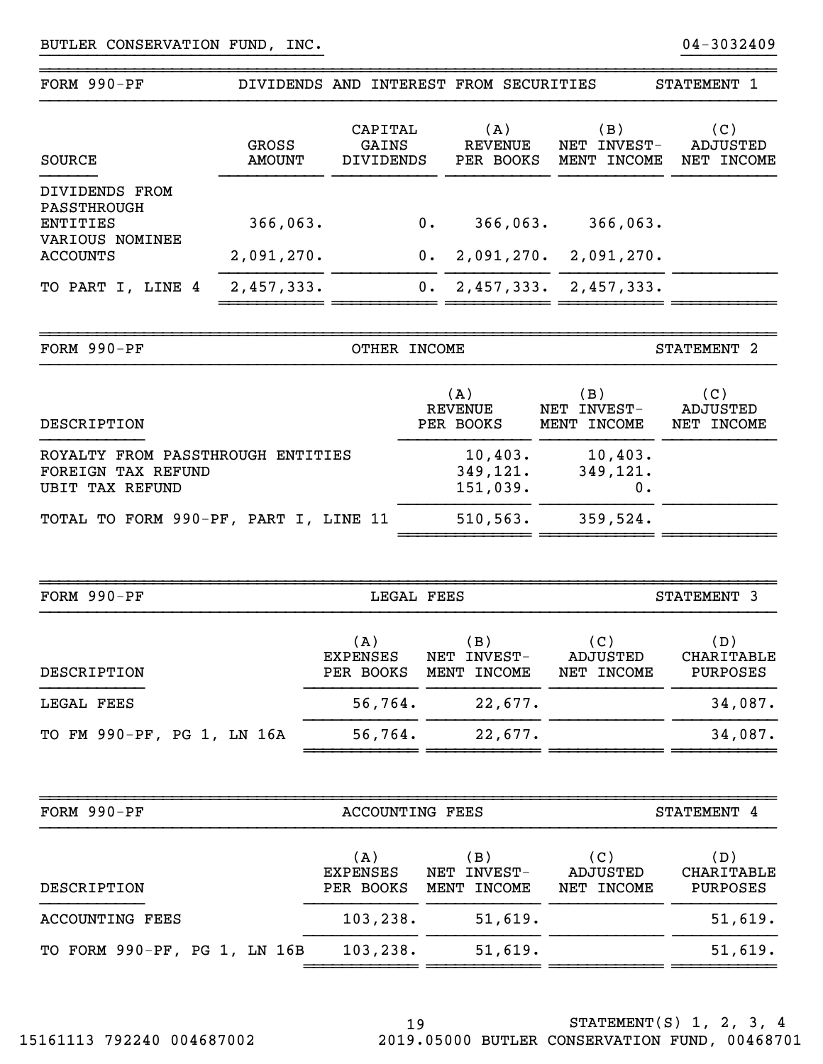BUTLER CONSERVATION FUND, INC. 04-3032409

| FORM 990-PF | DIVIDENDS AND INTEREST FROM SECURITIES | | | | STATEMENT 1 |
|---|---|---|---|---|---|
| SOURCE | GROSS AMOUNT | CAPITAL GAINS DIVIDENDS | (A) REVENUE PER BOOKS | (B) NET INVEST-MENT INCOME | (C) ADJUSTED NET INCOME |
| DIVIDENDS FROM PASSTHROUGH ENTITIES | 366,063. | 0. | 366,063. | 366,063. | |
| VARIOUS NOMINEE ACCOUNTS | 2,091,270. | 0. | 2,091,270. | 2,091,270. | |
| TO PART I, LINE 4 | 2,457,333. | 0. | 2,457,333. | 2,457,333. | |

| FORM 990-PF | OTHER INCOME | | STATEMENT 2 |
|---|---|---|---|
| DESCRIPTION | (A) REVENUE PER BOOKS | (B) NET INVEST-MENT INCOME | (C) ADJUSTED NET INCOME |
| ROYALTY FROM PASSTHROUGH ENTITIES | 10,403. | 10,403. | |
| FOREIGN TAX REFUND | 349,121. | 349,121. | |
| UBIT TAX REFUND | 151,039. | 0. | |
| TOTAL TO FORM 990-PF, PART I, LINE 11 | 510,563. | 359,524. | |

| FORM 990-PF | LEGAL FEES | | | STATEMENT 3 |
|---|---|---|---|---|
| DESCRIPTION | (A) EXPENSES PER BOOKS | (B) NET INVEST-MENT INCOME | (C) ADJUSTED NET INCOME | (D) CHARITABLE PURPOSES |
| LEGAL FEES | 56,764. | 22,677. | | 34,087. |
| TO FM 990-PF, PG 1, LN 16A | 56,764. | 22,677. | | 34,087. |

| FORM 990-PF | ACCOUNTING FEES | | | STATEMENT 4 |
|---|---|---|---|---|
| DESCRIPTION | (A) EXPENSES PER BOOKS | (B) NET INVEST-MENT INCOME | (C) ADJUSTED NET INCOME | (D) CHARITABLE PURPOSES |
| ACCOUNTING FEES | 103,238. | 51,619. | | 51,619. |
| TO FORM 990-PF, PG 1, LN 16B | 103,238. | 51,619. | | 51,619. |

STATEMENT(S) 1, 2, 3, 4

15161113 792240 004687002 2019.05000 BUTLER CONSERVATION FUND, 00468701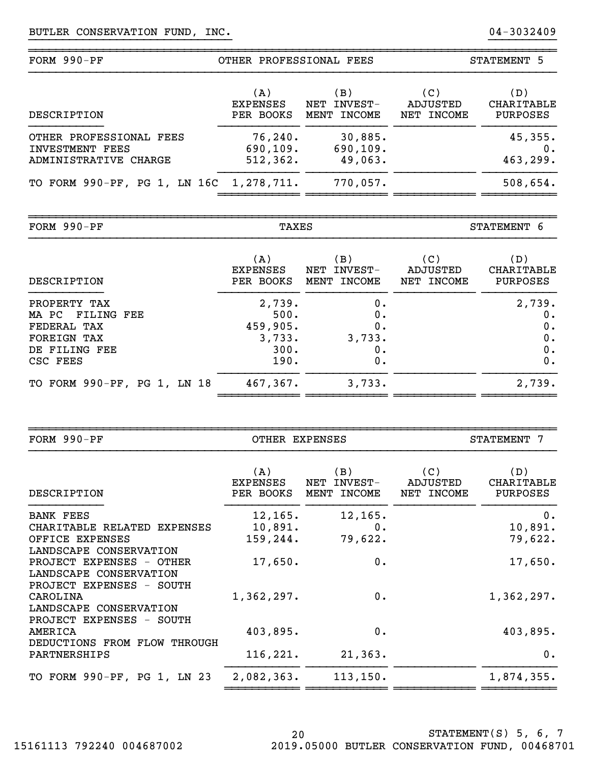BUTLER CONSERVATION FUND, INC. 04-3032409

## FORM 990-PF — OTHER PROFESSIONAL FEES — STATEMENT 5

| DESCRIPTION | (A) EXPENSES PER BOOKS | (B) NET INVEST-MENT INCOME | (C) ADJUSTED NET INCOME | (D) CHARITABLE PURPOSES |
|---|---|---|---|---|
| OTHER PROFESSIONAL FEES | 76,240. | 30,885. | | 45,355. |
| INVESTMENT FEES | 690,109. | 690,109. | | 0. |
| ADMINISTRATIVE CHARGE | 512,362. | 49,063. | | 463,299. |
| TO FORM 990-PF, PG 1, LN 16C | 1,278,711. | 770,057. | | 508,654. |

## FORM 990-PF — TAXES — STATEMENT 6

| DESCRIPTION | (A) EXPENSES PER BOOKS | (B) NET INVEST-MENT INCOME | (C) ADJUSTED NET INCOME | (D) CHARITABLE PURPOSES |
|---|---|---|---|---|
| PROPERTY TAX | 2,739. | 0. | | 2,739. |
| MA PC FILING FEE | 500. | 0. | | 0. |
| FEDERAL TAX | 459,905. | 0. | | 0. |
| FOREIGN TAX | 3,733. | 3,733. | | 0. |
| DE FILING FEE | 300. | 0. | | 0. |
| CSC FEES | 190. | 0. | | 0. |
| TO FORM 990-PF, PG 1, LN 18 | 467,367. | 3,733. | | 2,739. |

## FORM 990-PF — OTHER EXPENSES — STATEMENT 7

| DESCRIPTION | (A) EXPENSES PER BOOKS | (B) NET INVEST-MENT INCOME | (C) ADJUSTED NET INCOME | (D) CHARITABLE PURPOSES |
|---|---|---|---|---|
| BANK FEES | 12,165. | 12,165. | | 0. |
| CHARITABLE RELATED EXPENSES | 10,891. | 0. | | 10,891. |
| OFFICE EXPENSES | 159,244. | 79,622. | | 79,622. |
| LANDSCAPE CONSERVATION PROJECT EXPENSES - OTHER | 17,650. | 0. | | 17,650. |
| LANDSCAPE CONSERVATION PROJECT EXPENSES - SOUTH CAROLINA | 1,362,297. | 0. | | 1,362,297. |
| LANDSCAPE CONSERVATION PROJECT EXPENSES - SOUTH AMERICA | 403,895. | 0. | | 403,895. |
| DEDUCTIONS FROM FLOW THROUGH PARTNERSHIPS | 116,221. | 21,363. | | 0. |
| TO FORM 990-PF, PG 1, LN 23 | 2,082,363. | 113,150. | | 1,874,355. |

STATEMENT(S) 5, 6, 7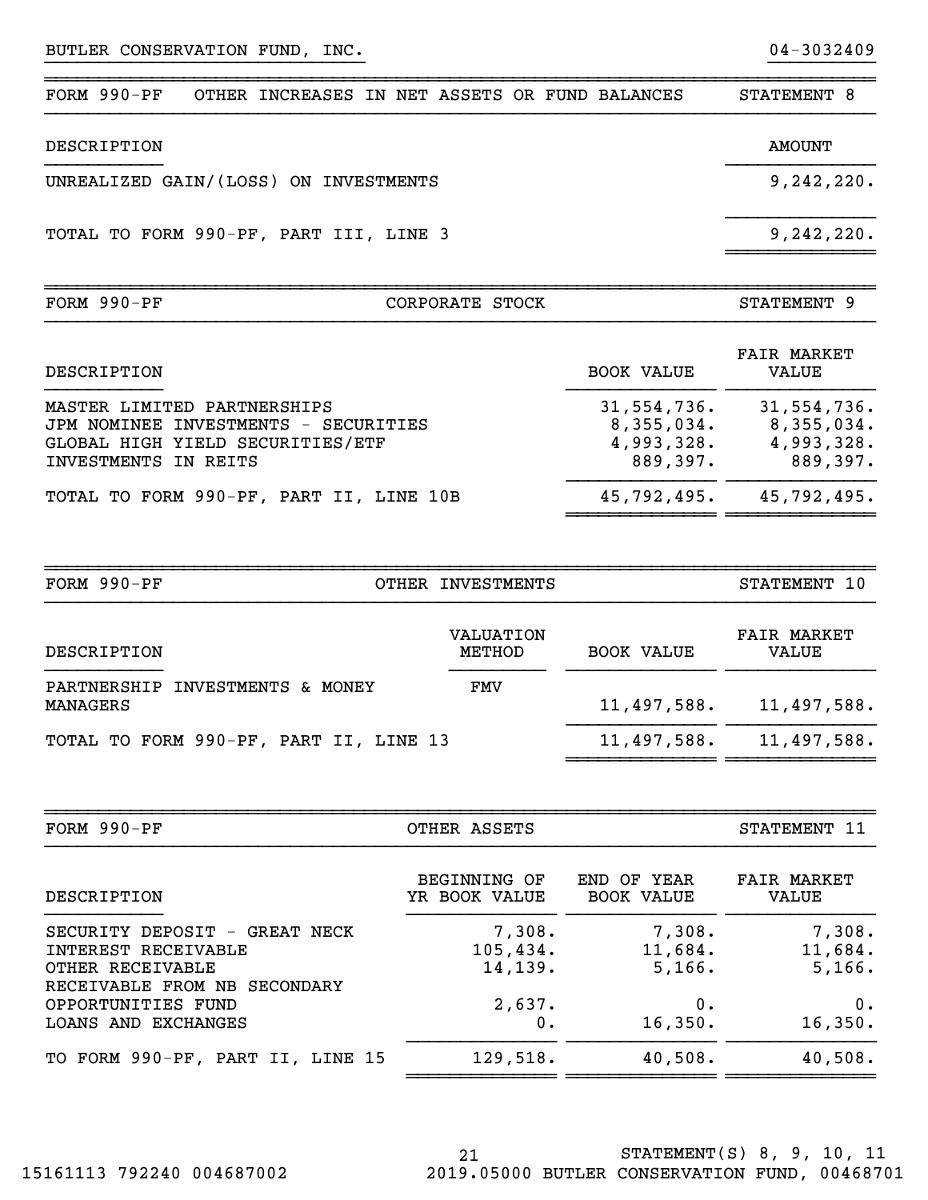BUTLER CONSERVATION FUND, INC. 04-3032409

| FORM 990-PF | OTHER INCREASES IN NET ASSETS OR FUND BALANCES | STATEMENT 8 |
|---|---|---|
| DESCRIPTION | | AMOUNT |
| UNREALIZED GAIN/(LOSS) ON INVESTMENTS | | 9,242,220. |
| TOTAL TO FORM 990-PF, PART III, LINE 3 | | 9,242,220. |

| FORM 990-PF | CORPORATE STOCK | STATEMENT 9 |
|---|---|---|
| DESCRIPTION | BOOK VALUE | FAIR MARKET VALUE |
| MASTER LIMITED PARTNERSHIPS | 31,554,736. | 31,554,736. |
| JPM NOMINEE INVESTMENTS - SECURITIES | 8,355,034. | 8,355,034. |
| GLOBAL HIGH YIELD SECURITIES/ETF | 4,993,328. | 4,993,328. |
| INVESTMENTS IN REITS | 889,397. | 889,397. |
| TOTAL TO FORM 990-PF, PART II, LINE 10B | 45,792,495. | 45,792,495. |

| FORM 990-PF | OTHER INVESTMENTS | | STATEMENT 10 |
|---|---|---|---|
| DESCRIPTION | VALUATION METHOD | BOOK VALUE | FAIR MARKET VALUE |
| PARTNERSHIP INVESTMENTS & MONEY MANAGERS | FMV | 11,497,588. | 11,497,588. |
| TOTAL TO FORM 990-PF, PART II, LINE 13 | | 11,497,588. | 11,497,588. |

| FORM 990-PF | OTHER ASSETS | | STATEMENT 11 |
|---|---|---|---|
| DESCRIPTION | BEGINNING OF YR BOOK VALUE | END OF YEAR BOOK VALUE | FAIR MARKET VALUE |
| SECURITY DEPOSIT - GREAT NECK | 7,308. | 7,308. | 7,308. |
| INTEREST RECEIVABLE | 105,434. | 11,684. | 11,684. |
| OTHER RECEIVABLE | 14,139. | 5,166. | 5,166. |
| RECEIVABLE FROM NB SECONDARY OPPORTUNITIES FUND | 2,637. | 0. | 0. |
| LOANS AND EXCHANGES | 0. | 16,350. | 16,350. |
| TO FORM 990-PF, PART II, LINE 15 | 129,518. | 40,508. | 40,508. |

STATEMENT(S) 8, 9, 10, 11

15161113 792240 004687002 2019.05000 BUTLER CONSERVATION FUND, 00468701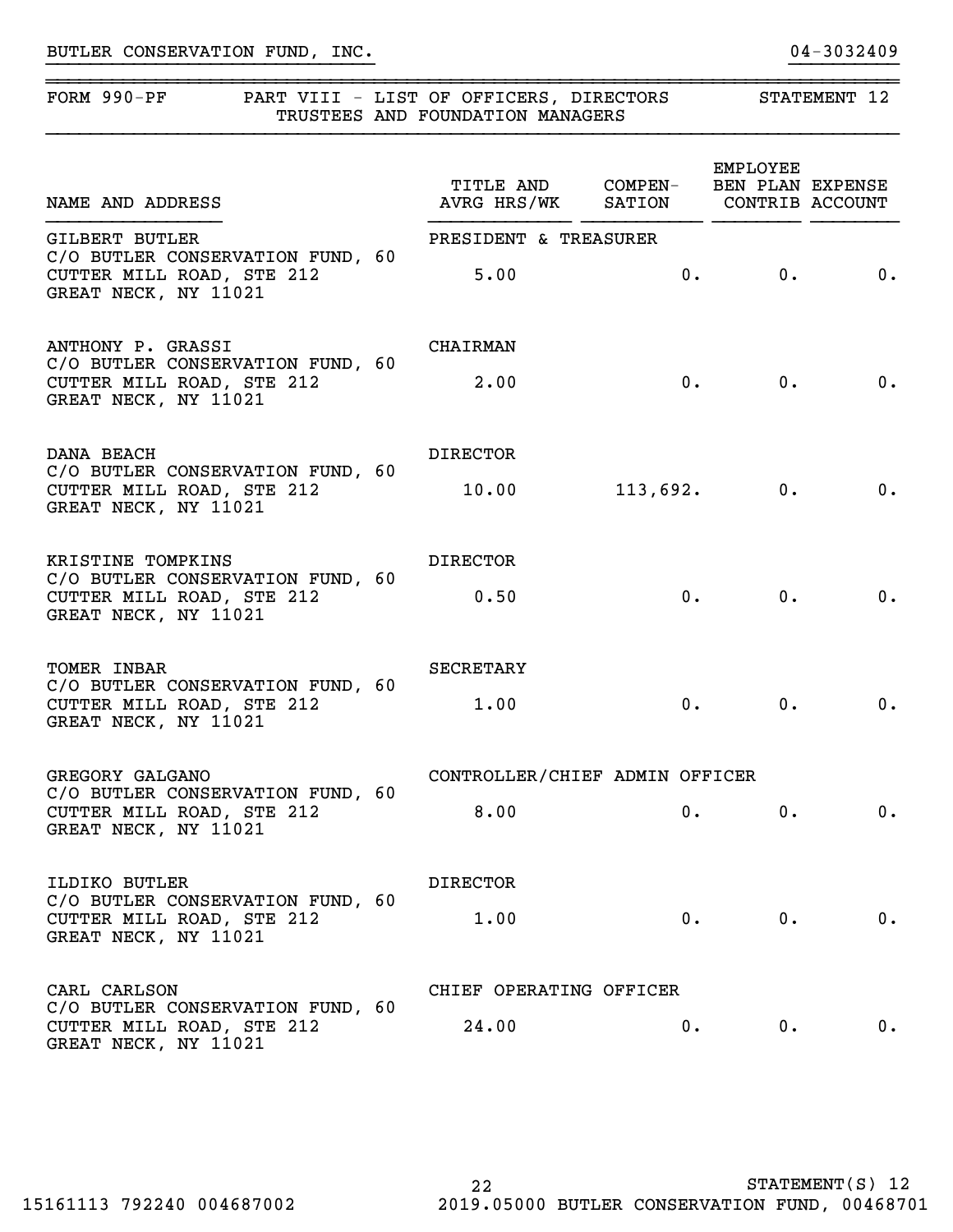BUTLER CONSERVATION FUND, INC. 04-3032409

FORM 990-PF PART VIII - LIST OF OFFICERS, DIRECTORS TRUSTEES AND FOUNDATION MANAGERS STATEMENT 12

| NAME AND ADDRESS | TITLE AND AVRG HRS/WK | COMPEN-SATION | EMPLOYEE BEN PLAN CONTRIB | EXPENSE ACCOUNT |
|---|---|---|---|---|
| GILBERT BUTLER<br>C/O BUTLER CONSERVATION FUND, 60 CUTTER MILL ROAD, STE 212<br>GREAT NECK, NY 11021 | PRESIDENT & TREASURER<br>5.00 | 0. | 0. | 0. |
| ANTHONY P. GRASSI<br>C/O BUTLER CONSERVATION FUND, 60 CUTTER MILL ROAD, STE 212<br>GREAT NECK, NY 11021 | CHAIRMAN<br>2.00 | 0. | 0. | 0. |
| DANA BEACH<br>C/O BUTLER CONSERVATION FUND, 60 CUTTER MILL ROAD, STE 212<br>GREAT NECK, NY 11021 | DIRECTOR<br>10.00 | 113,692. | 0. | 0. |
| KRISTINE TOMPKINS<br>C/O BUTLER CONSERVATION FUND, 60 CUTTER MILL ROAD, STE 212<br>GREAT NECK, NY 11021 | DIRECTOR<br>0.50 | 0. | 0. | 0. |
| TOMER INBAR<br>C/O BUTLER CONSERVATION FUND, 60 CUTTER MILL ROAD, STE 212<br>GREAT NECK, NY 11021 | SECRETARY<br>1.00 | 0. | 0. | 0. |
| GREGORY GALGANO<br>C/O BUTLER CONSERVATION FUND, 60 CUTTER MILL ROAD, STE 212<br>GREAT NECK, NY 11021 | CONTROLLER/CHIEF ADMIN OFFICER<br>8.00 | 0. | 0. | 0. |
| ILDIKO BUTLER<br>C/O BUTLER CONSERVATION FUND, 60 CUTTER MILL ROAD, STE 212<br>GREAT NECK, NY 11021 | DIRECTOR<br>1.00 | 0. | 0. | 0. |
| CARL CARLSON<br>C/O BUTLER CONSERVATION FUND, 60 CUTTER MILL ROAD, STE 212<br>GREAT NECK, NY 11021 | CHIEF OPERATING OFFICER<br>24.00 | 0. | 0. | 0. |

STATEMENT(S) 12

15161113 792240 004687002 2019.05000 BUTLER CONSERVATION FUND, 00468701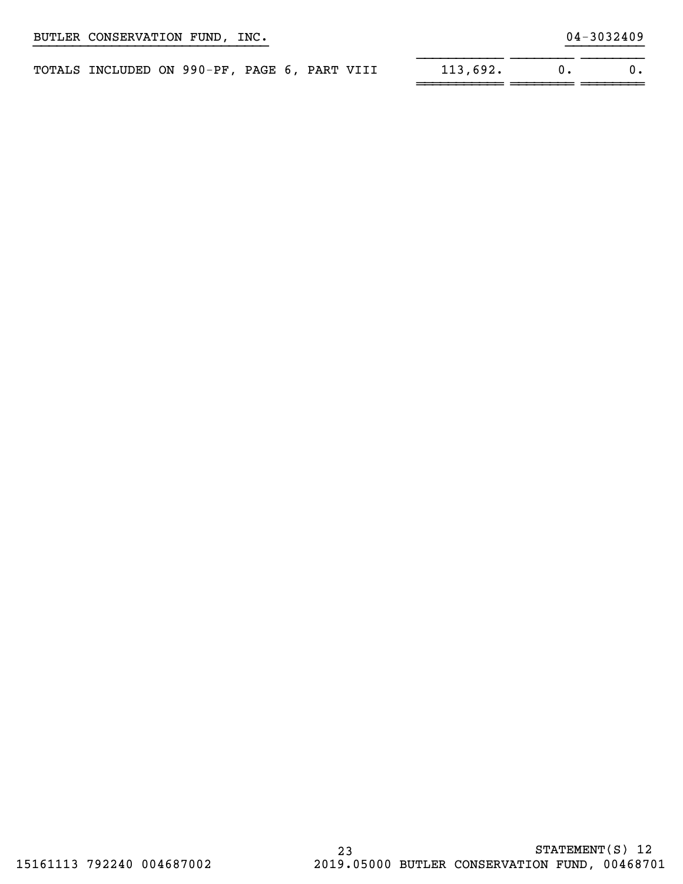BUTLER CONSERVATION FUND, INC. 04-3032409

| | | | |
|---|---|---|---|
| TOTALS INCLUDED ON 990-PF, PAGE 6, PART VIII | 113,692. | 0. | 0. |

STATEMENT(S) 12

15161113 792240 004687002 2019.05000 BUTLER CONSERVATION FUND, 00468701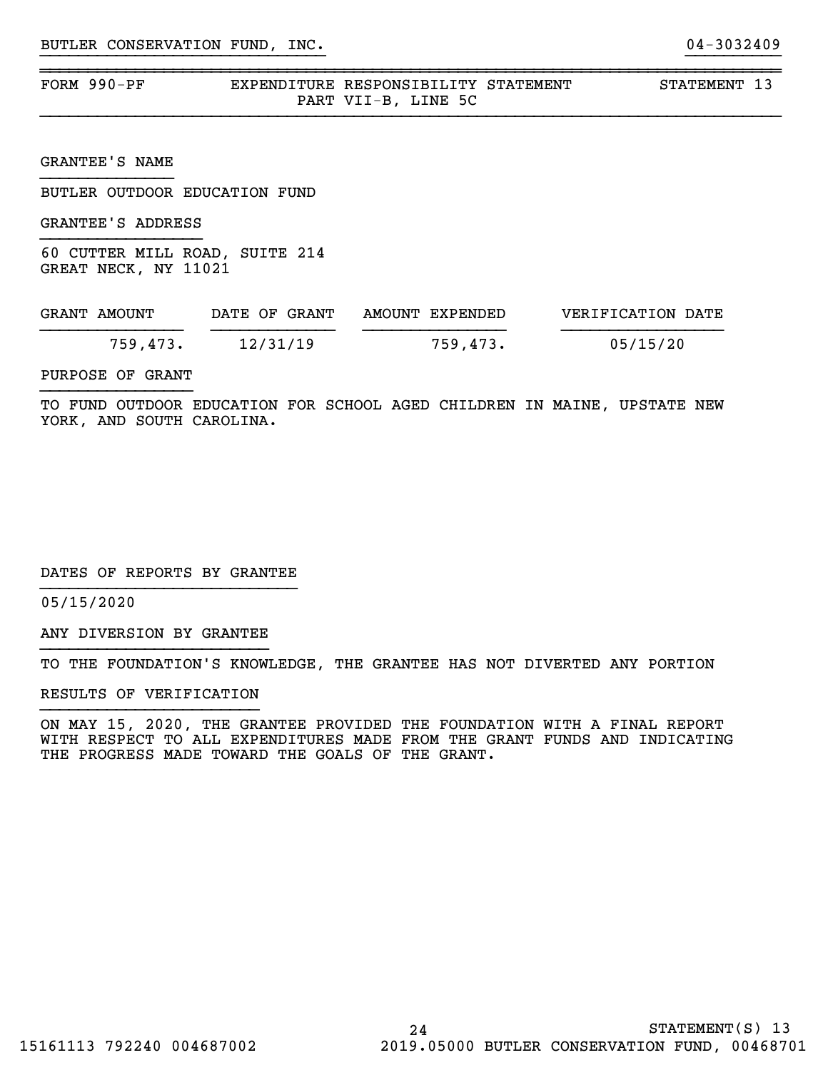BUTLER CONSERVATION FUND, INC. 04-3032409

FORM 990-PF — EXPENDITURE RESPONSIBILITY STATEMENT — PART VII-B, LINE 5C — STATEMENT 13

GRANTEE'S NAME

BUTLER OUTDOOR EDUCATION FUND

GRANTEE'S ADDRESS

60 CUTTER MILL ROAD, SUITE 214
GREAT NECK, NY 11021

| GRANT AMOUNT | DATE OF GRANT | AMOUNT EXPENDED | VERIFICATION DATE |
|---|---|---|---|
| 759,473. | 12/31/19 | 759,473. | 05/15/20 |

PURPOSE OF GRANT

TO FUND OUTDOOR EDUCATION FOR SCHOOL AGED CHILDREN IN MAINE, UPSTATE NEW YORK, AND SOUTH CAROLINA.

DATES OF REPORTS BY GRANTEE

05/15/2020

ANY DIVERSION BY GRANTEE

TO THE FOUNDATION'S KNOWLEDGE, THE GRANTEE HAS NOT DIVERTED ANY PORTION

RESULTS OF VERIFICATION

ON MAY 15, 2020, THE GRANTEE PROVIDED THE FOUNDATION WITH A FINAL REPORT WITH RESPECT TO ALL EXPENDITURES MADE FROM THE GRANT FUNDS AND INDICATING THE PROGRESS MADE TOWARD THE GOALS OF THE GRANT.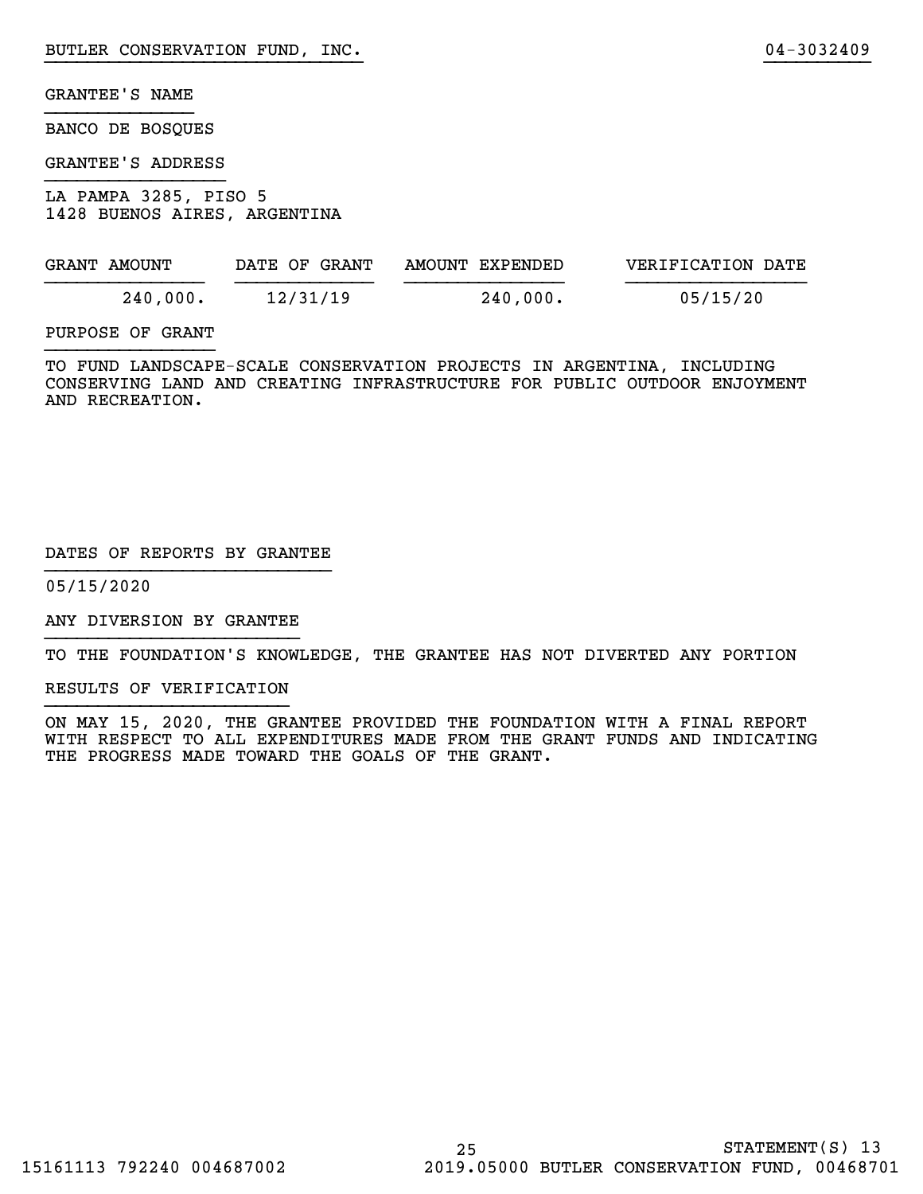BUTLER CONSERVATION FUND, INC. 04-3032409

GRANTEE'S NAME

BANCO DE BOSQUES

GRANTEE'S ADDRESS

LA PAMPA 3285, PISO 5
1428 BUENOS AIRES, ARGENTINA

| GRANT AMOUNT | DATE OF GRANT | AMOUNT EXPENDED | VERIFICATION DATE |
|---|---|---|---|
| 240,000. | 12/31/19 | 240,000. | 05/15/20 |

PURPOSE OF GRANT

TO FUND LANDSCAPE-SCALE CONSERVATION PROJECTS IN ARGENTINA, INCLUDING CONSERVING LAND AND CREATING INFRASTRUCTURE FOR PUBLIC OUTDOOR ENJOYMENT AND RECREATION.

DATES OF REPORTS BY GRANTEE

05/15/2020

ANY DIVERSION BY GRANTEE

TO THE FOUNDATION'S KNOWLEDGE, THE GRANTEE HAS NOT DIVERTED ANY PORTION

RESULTS OF VERIFICATION

ON MAY 15, 2020, THE GRANTEE PROVIDED THE FOUNDATION WITH A FINAL REPORT WITH RESPECT TO ALL EXPENDITURES MADE FROM THE GRANT FUNDS AND INDICATING THE PROGRESS MADE TOWARD THE GOALS OF THE GRANT.

STATEMENT(S) 13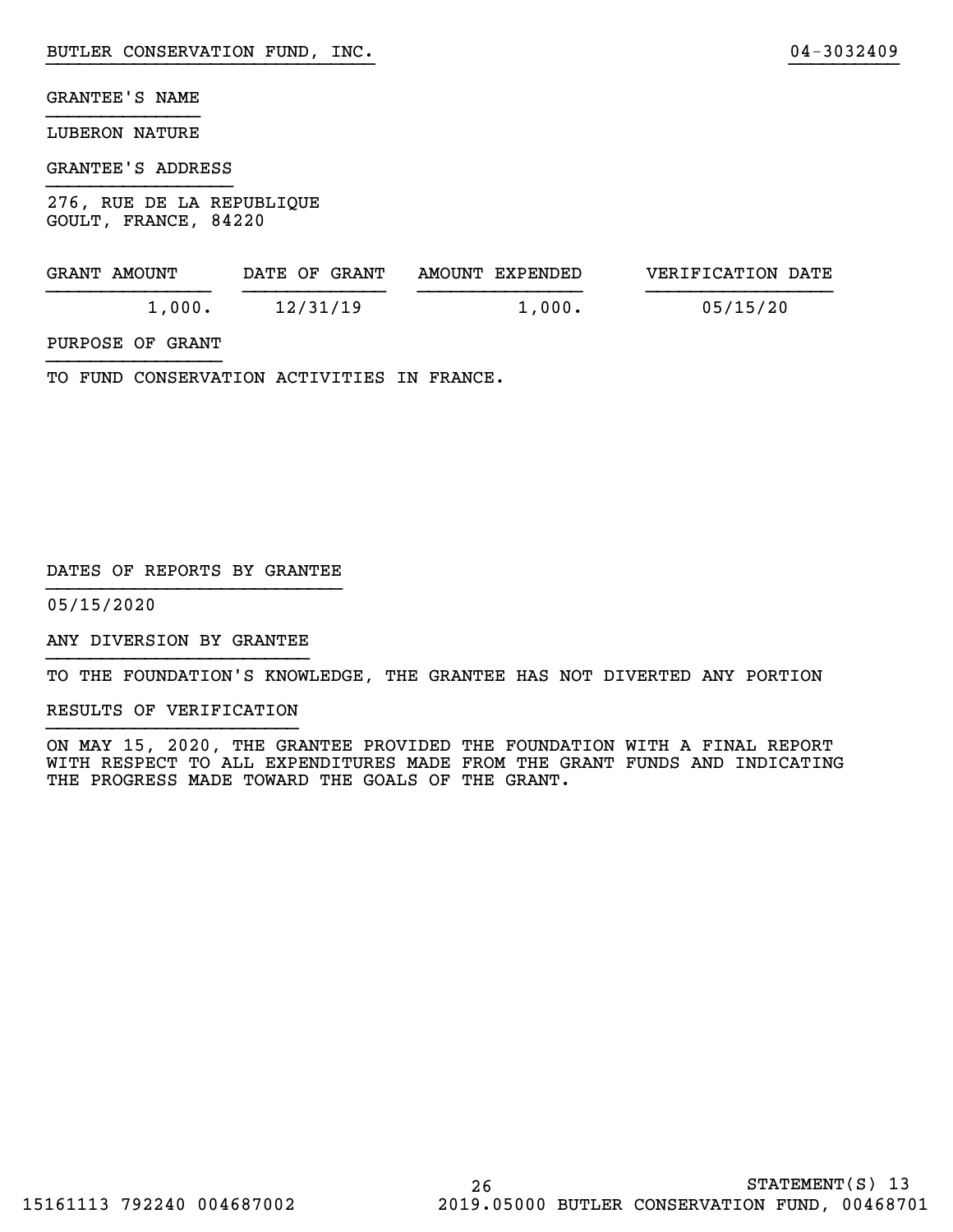BUTLER CONSERVATION FUND, INC. 04-3032409

GRANTEE'S NAME

LUBERON NATURE

GRANTEE'S ADDRESS

276, RUE DE LA REPUBLIQUE
GOULT, FRANCE, 84220

| GRANT AMOUNT | DATE OF GRANT | AMOUNT EXPENDED | VERIFICATION DATE |
|---|---|---|---|
| 1,000. | 12/31/19 | 1,000. | 05/15/20 |

PURPOSE OF GRANT

TO FUND CONSERVATION ACTIVITIES IN FRANCE.

DATES OF REPORTS BY GRANTEE

05/15/2020

ANY DIVERSION BY GRANTEE

TO THE FOUNDATION'S KNOWLEDGE, THE GRANTEE HAS NOT DIVERTED ANY PORTION

RESULTS OF VERIFICATION

ON MAY 15, 2020, THE GRANTEE PROVIDED THE FOUNDATION WITH A FINAL REPORT WITH RESPECT TO ALL EXPENDITURES MADE FROM THE GRANT FUNDS AND INDICATING THE PROGRESS MADE TOWARD THE GOALS OF THE GRANT.

STATEMENT(S) 13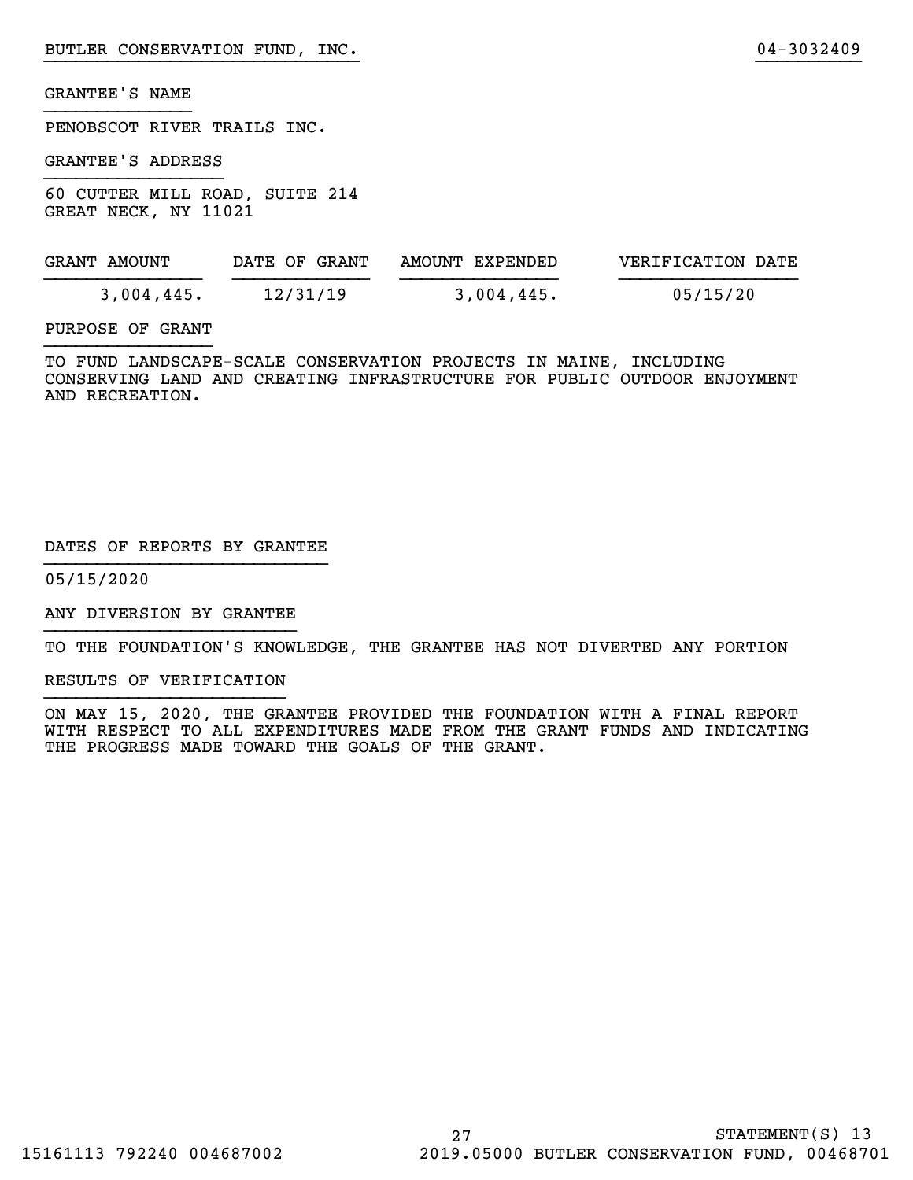BUTLER CONSERVATION FUND, INC. 04-3032409

GRANTEE'S NAME

PENOBSCOT RIVER TRAILS INC.

GRANTEE'S ADDRESS

60 CUTTER MILL ROAD, SUITE 214
GREAT NECK, NY 11021

| GRANT AMOUNT | DATE OF GRANT | AMOUNT EXPENDED | VERIFICATION DATE |
|---|---|---|---|
| 3,004,445. | 12/31/19 | 3,004,445. | 05/15/20 |

PURPOSE OF GRANT

TO FUND LANDSCAPE-SCALE CONSERVATION PROJECTS IN MAINE, INCLUDING CONSERVING LAND AND CREATING INFRASTRUCTURE FOR PUBLIC OUTDOOR ENJOYMENT AND RECREATION.

DATES OF REPORTS BY GRANTEE

05/15/2020

ANY DIVERSION BY GRANTEE

TO THE FOUNDATION'S KNOWLEDGE, THE GRANTEE HAS NOT DIVERTED ANY PORTION

RESULTS OF VERIFICATION

ON MAY 15, 2020, THE GRANTEE PROVIDED THE FOUNDATION WITH A FINAL REPORT WITH RESPECT TO ALL EXPENDITURES MADE FROM THE GRANT FUNDS AND INDICATING THE PROGRESS MADE TOWARD THE GOALS OF THE GRANT.

STATEMENT(S) 13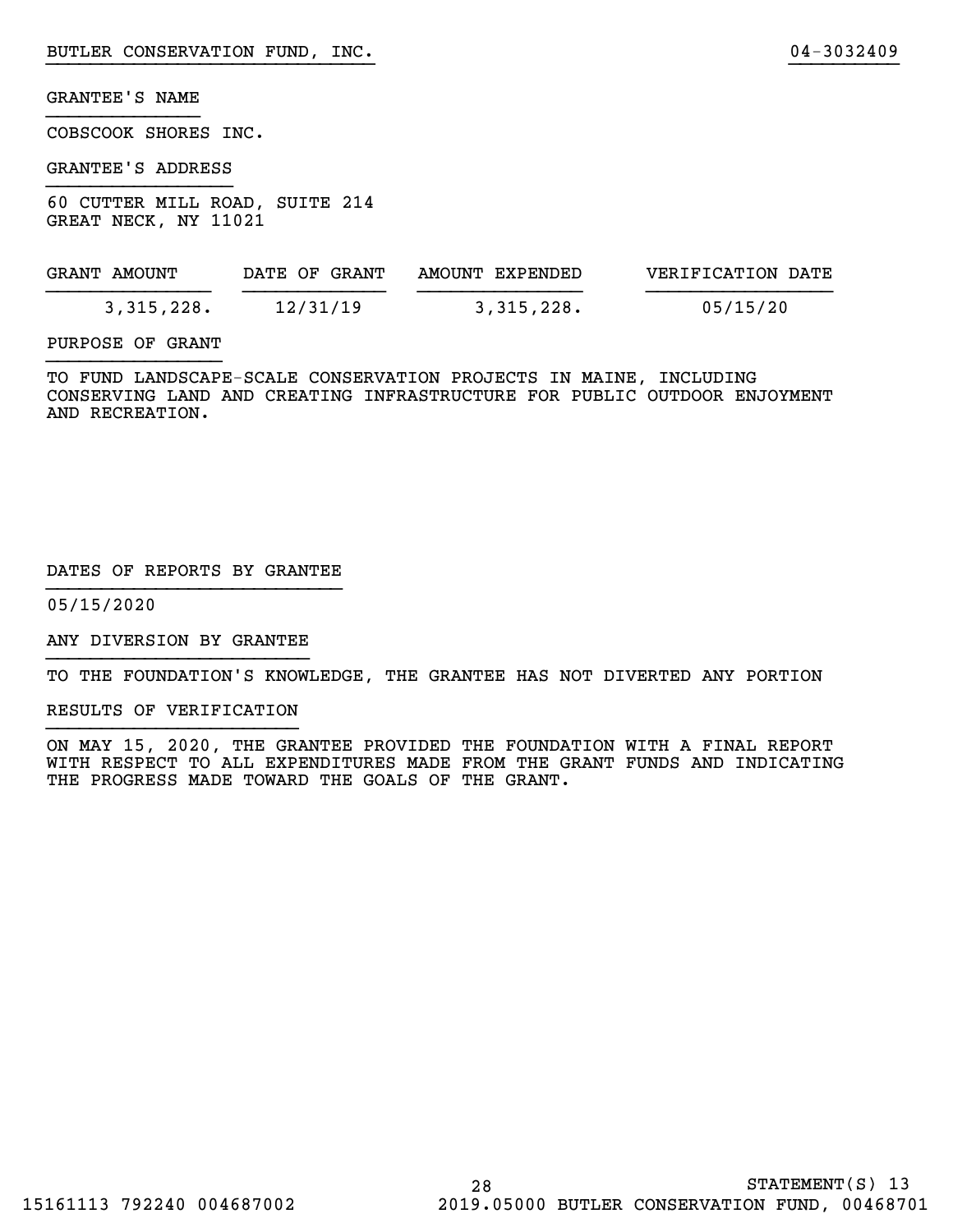BUTLER CONSERVATION FUND, INC. 04-3032409

GRANTEE'S NAME

COBSCOOK SHORES INC.

GRANTEE'S ADDRESS

60 CUTTER MILL ROAD, SUITE 214
GREAT NECK, NY 11021

| GRANT AMOUNT | DATE OF GRANT | AMOUNT EXPENDED | VERIFICATION DATE |
|---|---|---|---|
| 3,315,228. | 12/31/19 | 3,315,228. | 05/15/20 |

PURPOSE OF GRANT

TO FUND LANDSCAPE-SCALE CONSERVATION PROJECTS IN MAINE, INCLUDING CONSERVING LAND AND CREATING INFRASTRUCTURE FOR PUBLIC OUTDOOR ENJOYMENT AND RECREATION.

DATES OF REPORTS BY GRANTEE

05/15/2020

ANY DIVERSION BY GRANTEE

TO THE FOUNDATION'S KNOWLEDGE, THE GRANTEE HAS NOT DIVERTED ANY PORTION

RESULTS OF VERIFICATION

ON MAY 15, 2020, THE GRANTEE PROVIDED THE FOUNDATION WITH A FINAL REPORT WITH RESPECT TO ALL EXPENDITURES MADE FROM THE GRANT FUNDS AND INDICATING THE PROGRESS MADE TOWARD THE GOALS OF THE GRANT.

STATEMENT(S) 13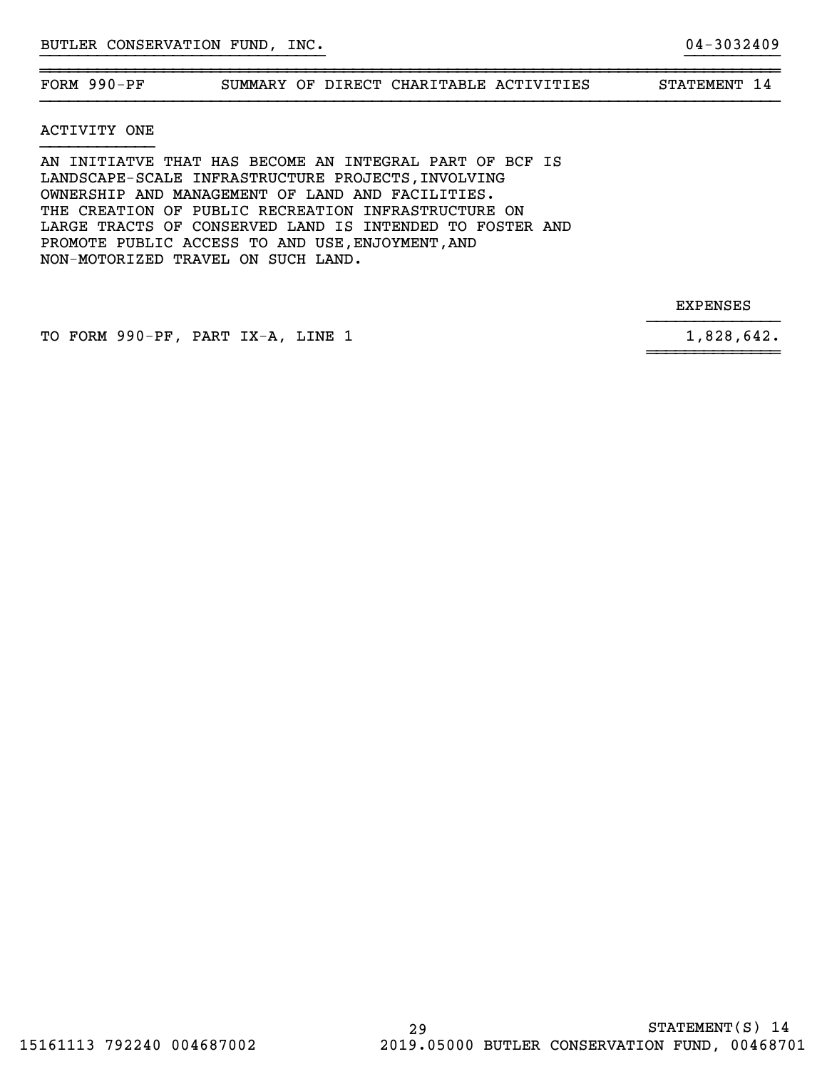BUTLER CONSERVATION FUND, INC. 04-3032409

| FORM 990-PF | SUMMARY OF DIRECT CHARITABLE ACTIVITIES | STATEMENT 14 |
|---|---|---|

ACTIVITY ONE

AN INITIATVE THAT HAS BECOME AN INTEGRAL PART OF BCF IS LANDSCAPE-SCALE INFRASTRUCTURE PROJECTS,INVOLVING OWNERSHIP AND MANAGEMENT OF LAND AND FACILITIES. THE CREATION OF PUBLIC RECREATION INFRASTRUCTURE ON LARGE TRACTS OF CONSERVED LAND IS INTENDED TO FOSTER AND PROMOTE PUBLIC ACCESS TO AND USE,ENJOYMENT,AND NON-MOTORIZED TRAVEL ON SUCH LAND.

| | EXPENSES |
|---|---|
| TO FORM 990-PF, PART IX-A, LINE 1 | 1,828,642. |